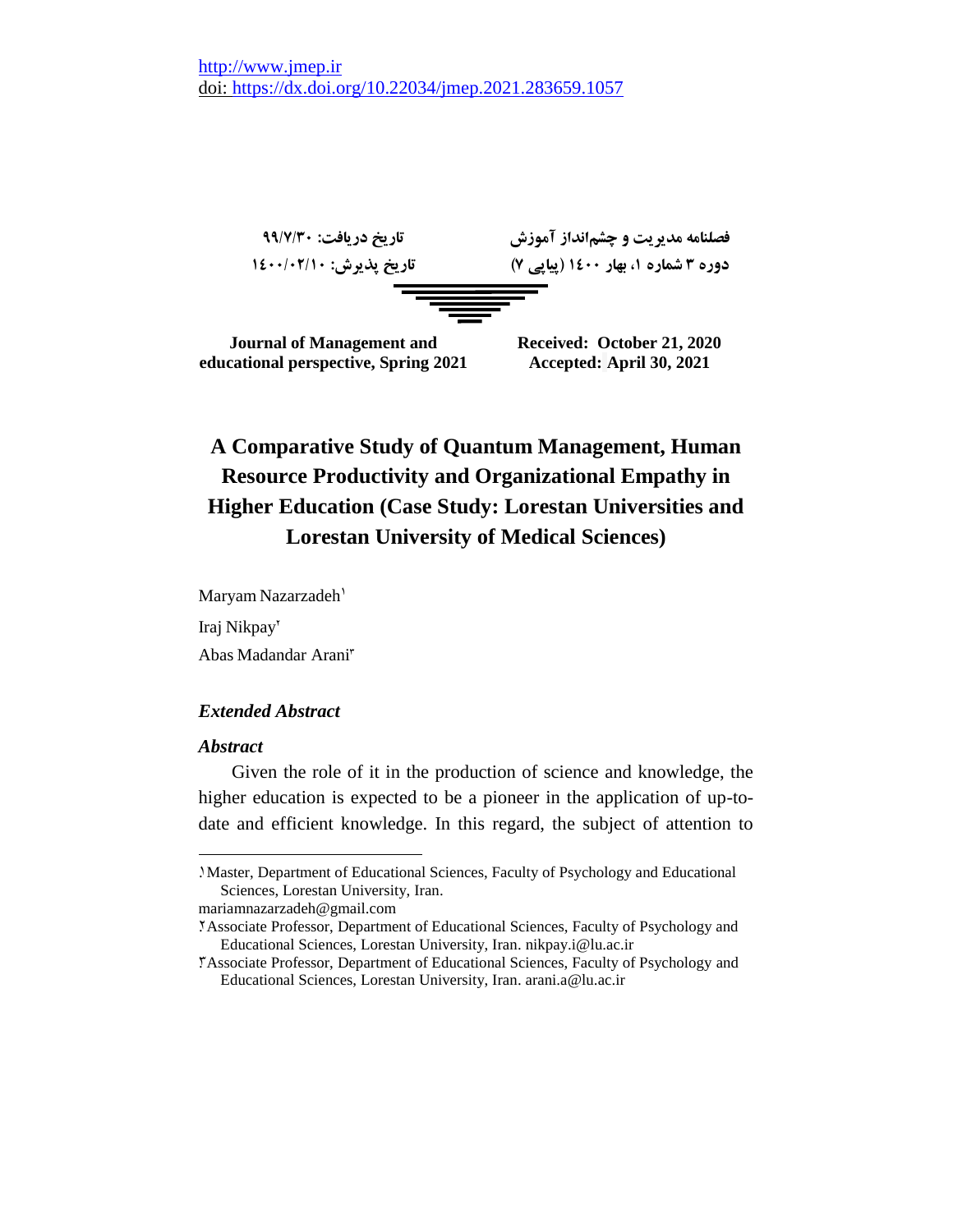http://www.jmep.ir
doi: https://dx.doi.org/10.22034/jmep.2021.283659.1057

فصلنامه مدیریت و چشم‌انداز آموزش
دوره ۳ شماره ۱، بهار ۱٤۰۰ (پیاپی ۷)

تاریخ دریافت: ۹۹/۷/۳۰
تاریخ پذیرش: ۱٤۰۰/۰۲/۱۰

**Journal of Management and educational perspective, Spring 2021**

**Received: October 21, 2020**
**Accepted: April 30, 2021**

# A Comparative Study of Quantum Management, Human Resource Productivity and Organizational Empathy in Higher Education (Case Study: Lorestan Universities and Lorestan University of Medical Sciences)

Maryam Nazarzadeh[1]

Iraj Nikpay[2]

Abas Madandar Arani[3]

## *Extended Abstract*

### *Abstract*

Given the role of it in the production of science and knowledge, the higher education is expected to be a pioneer in the application of up-to-date and efficient knowledge. In this regard, the subject of attention to

---

[1] Master, Department of Educational Sciences, Faculty of Psychology and Educational Sciences, Lorestan University, Iran.
mariamnazarzadeh@gmail.com

[2] Associate Professor, Department of Educational Sciences, Faculty of Psychology and Educational Sciences, Lorestan University, Iran. nikpay.i@lu.ac.ir

[3] Associate Professor, Department of Educational Sciences, Faculty of Psychology and Educational Sciences, Lorestan University, Iran. arani.a@lu.ac.ir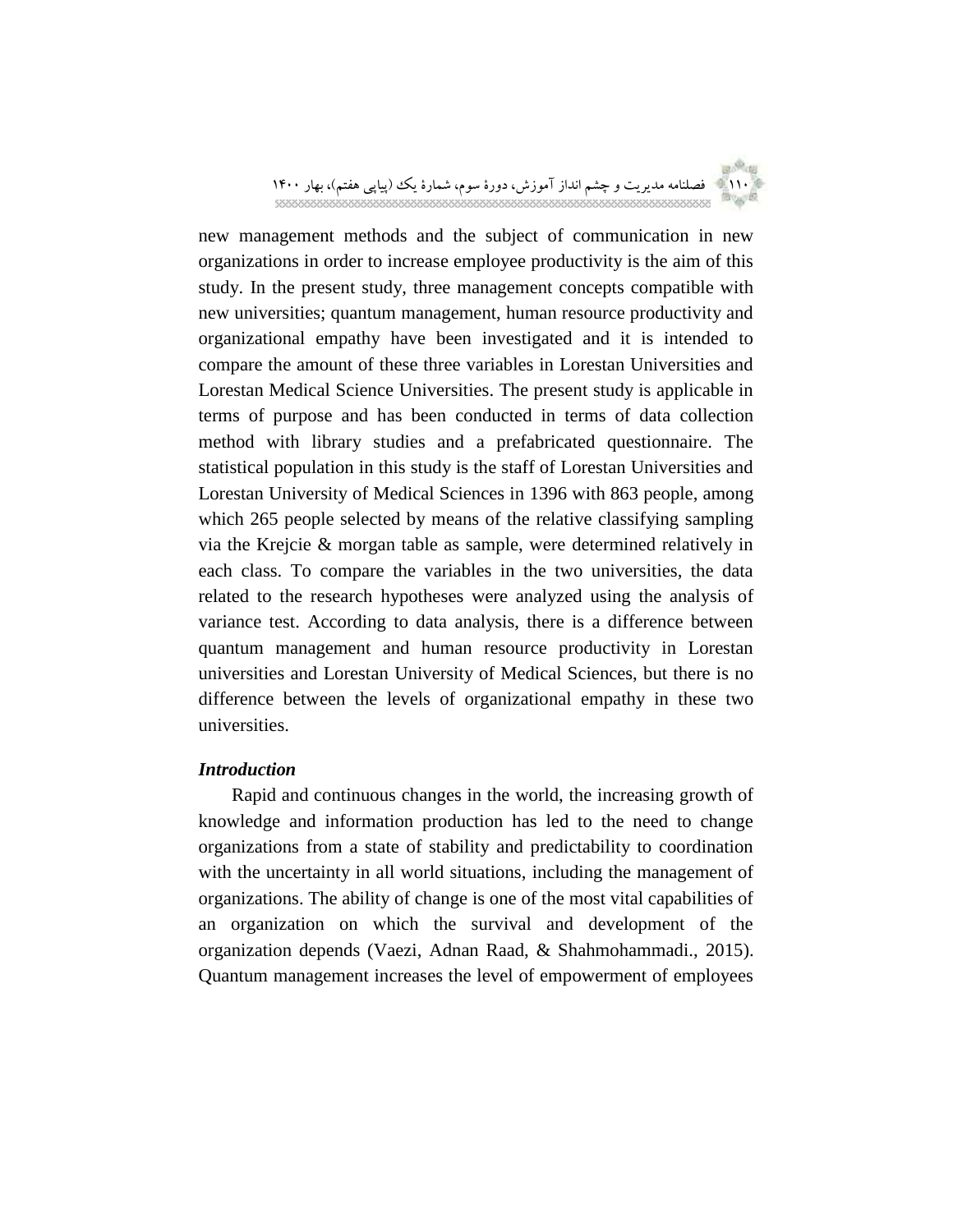new management methods and the subject of communication in new organizations in order to increase employee productivity is the aim of this study. In the present study, three management concepts compatible with new universities; quantum management, human resource productivity and organizational empathy have been investigated and it is intended to compare the amount of these three variables in Lorestan Universities and Lorestan Medical Science Universities. The present study is applicable in terms of purpose and has been conducted in terms of data collection method with library studies and a prefabricated questionnaire. The statistical population in this study is the staff of Lorestan Universities and Lorestan University of Medical Sciences in 1396 with 863 people, among which 265 people selected by means of the relative classifying sampling via the Krejcie & morgan table as sample, were determined relatively in each class. To compare the variables in the two universities, the data related to the research hypotheses were analyzed using the analysis of variance test. According to data analysis, there is a difference between quantum management and human resource productivity in Lorestan universities and Lorestan University of Medical Sciences, but there is no difference between the levels of organizational empathy in these two universities.

### *Introduction*

Rapid and continuous changes in the world, the increasing growth of knowledge and information production has led to the need to change organizations from a state of stability and predictability to coordination with the uncertainty in all world situations, including the management of organizations. The ability of change is one of the most vital capabilities of an organization on which the survival and development of the organization depends (Vaezi, Adnan Raad, & Shahmohammadi., 2015). Quantum management increases the level of empowerment of employees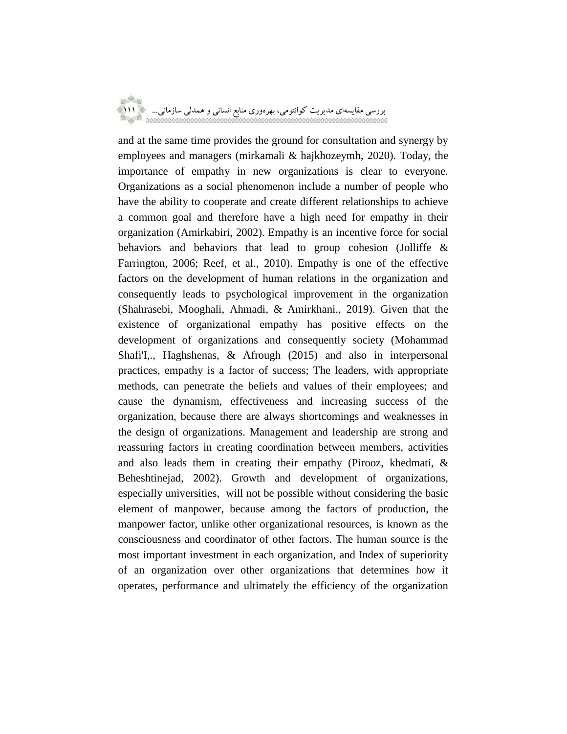and at the same time provides the ground for consultation and synergy by employees and managers (mirkamali & hajkhozeymh, 2020). Today, the importance of empathy in new organizations is clear to everyone. Organizations as a social phenomenon include a number of people who have the ability to cooperate and create different relationships to achieve a common goal and therefore have a high need for empathy in their organization (Amirkabiri, 2002). Empathy is an incentive force for social behaviors and behaviors that lead to group cohesion (Jolliffe & Farrington, 2006; Reef, et al., 2010). Empathy is one of the effective factors on the development of human relations in the organization and consequently leads to psychological improvement in the organization (Shahrasebi, Mooghali, Ahmadi, & Amirkhani., 2019). Given that the existence of organizational empathy has positive effects on the development of organizations and consequently society (Mohammad Shafi'I,., Haghshenas, & Afrough (2015) and also in interpersonal practices, empathy is a factor of success; The leaders, with appropriate methods, can penetrate the beliefs and values of their employees; and cause the dynamism, effectiveness and increasing success of the organization, because there are always shortcomings and weaknesses in the design of organizations. Management and leadership are strong and reassuring factors in creating coordination between members, activities and also leads them in creating their empathy (Pirooz, khedmati, & Beheshtinejad, 2002). Growth and development of organizations, especially universities, will not be possible without considering the basic element of manpower, because among the factors of production, the manpower factor, unlike other organizational resources, is known as the consciousness and coordinator of other factors. The human source is the most important investment in each organization, and Index of superiority of an organization over other organizations that determines how it operates, performance and ultimately the efficiency of the organization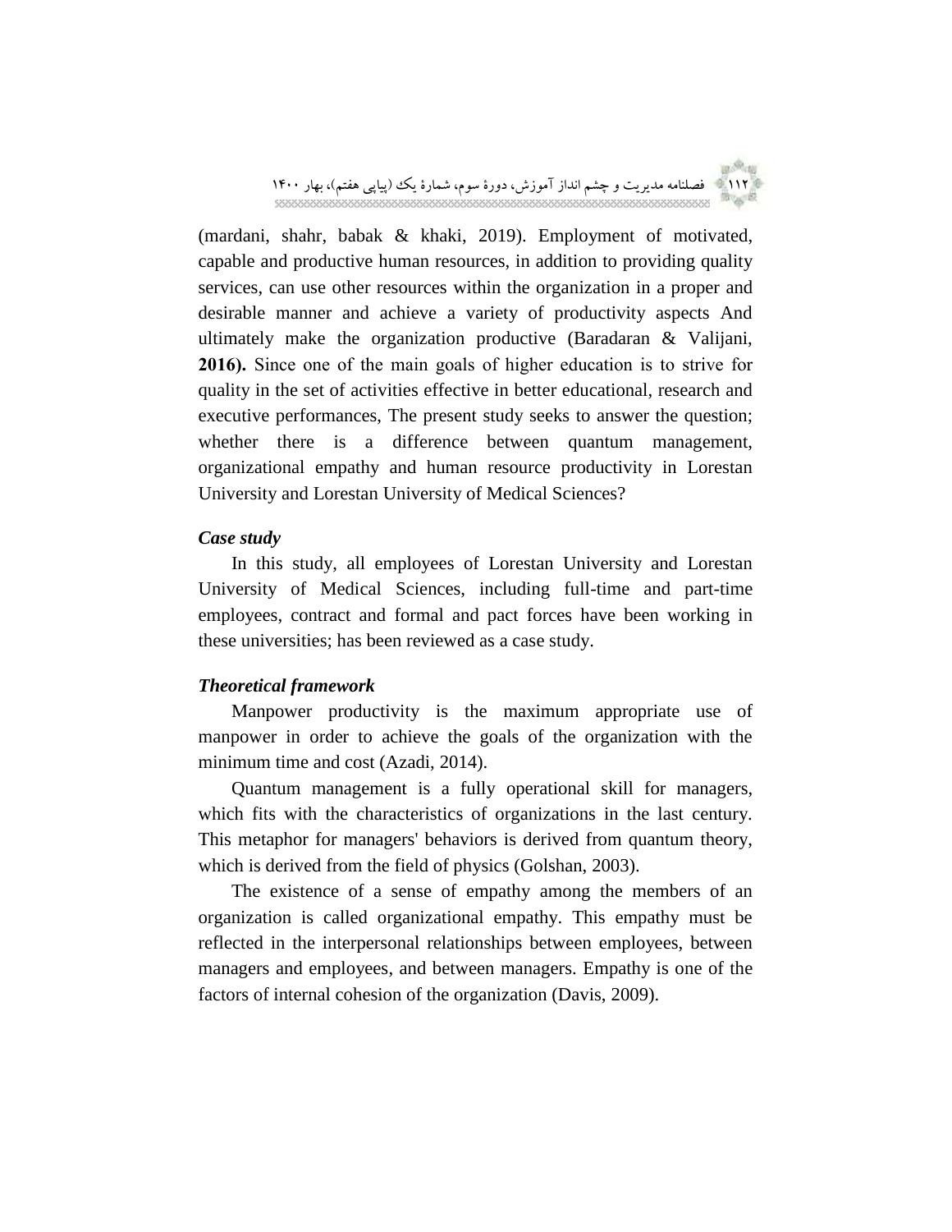(mardani, shahr, babak & khaki, 2019). Employment of motivated, capable and productive human resources, in addition to providing quality services, can use other resources within the organization in a proper and desirable manner and achieve a variety of productivity aspects And ultimately make the organization productive (Baradaran & Valijani, **2016).** Since one of the main goals of higher education is to strive for quality in the set of activities effective in better educational, research and executive performances, The present study seeks to answer the question; whether there is a difference between quantum management, organizational empathy and human resource productivity in Lorestan University and Lorestan University of Medical Sciences?

***Case study***

In this study, all employees of Lorestan University and Lorestan University of Medical Sciences, including full-time and part-time employees, contract and formal and pact forces have been working in these universities; has been reviewed as a case study.

***Theoretical framework***

Manpower productivity is the maximum appropriate use of manpower in order to achieve the goals of the organization with the minimum time and cost (Azadi, 2014).

Quantum management is a fully operational skill for managers, which fits with the characteristics of organizations in the last century. This metaphor for managers' behaviors is derived from quantum theory, which is derived from the field of physics (Golshan, 2003).

The existence of a sense of empathy among the members of an organization is called organizational empathy. This empathy must be reflected in the interpersonal relationships between employees, between managers and employees, and between managers. Empathy is one of the factors of internal cohesion of the organization (Davis, 2009).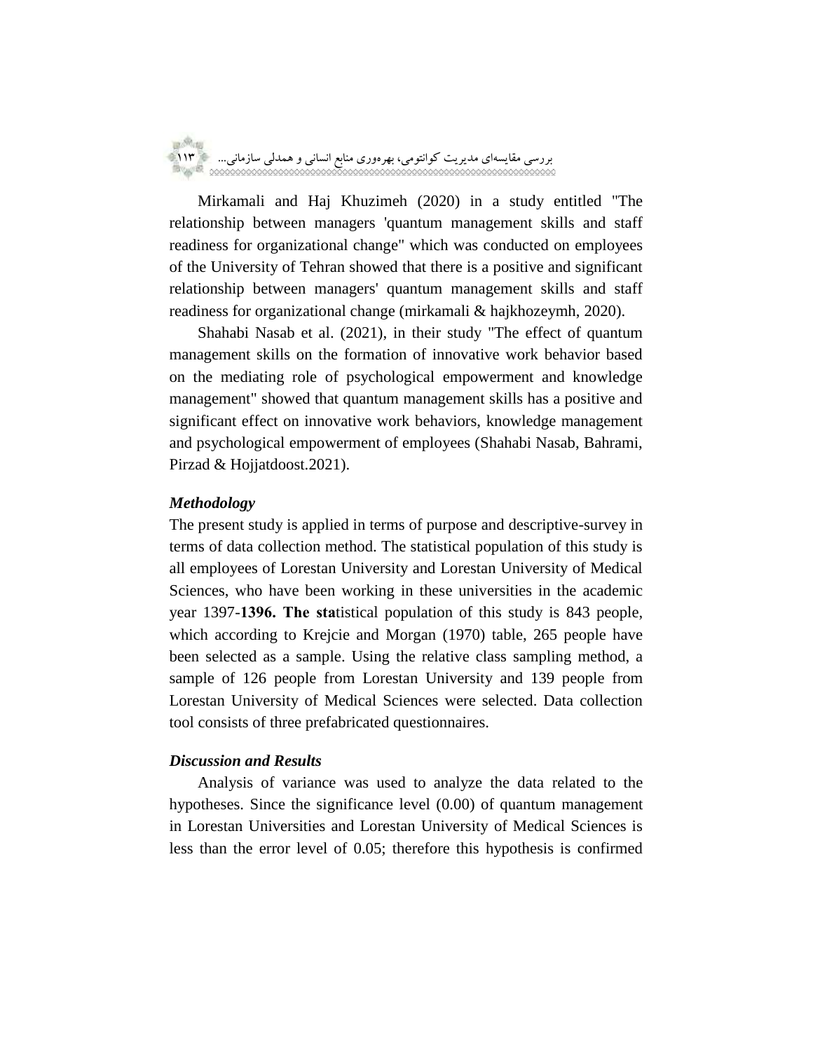Mirkamali and Haj Khuzimeh (2020) in a study entitled "The relationship between managers 'quantum management skills and staff readiness for organizational change" which was conducted on employees of the University of Tehran showed that there is a positive and significant relationship between managers' quantum management skills and staff readiness for organizational change (mirkamali & hajkhozeymh, 2020).

Shahabi Nasab et al. (2021), in their study "The effect of quantum management skills on the formation of innovative work behavior based on the mediating role of psychological empowerment and knowledge management" showed that quantum management skills has a positive and significant effect on innovative work behaviors, knowledge management and psychological empowerment of employees (Shahabi Nasab, Bahrami, Pirzad & Hojjatdoost.2021).

### *Methodology*

The present study is applied in terms of purpose and descriptive-survey in terms of data collection method. The statistical population of this study is all employees of Lorestan University and Lorestan University of Medical Sciences, who have been working in these universities in the academic year 1397-**1396. The sta**tistical population of this study is 843 people, which according to Krejcie and Morgan (1970) table, 265 people have been selected as a sample. Using the relative class sampling method, a sample of 126 people from Lorestan University and 139 people from Lorestan University of Medical Sciences were selected. Data collection tool consists of three prefabricated questionnaires.

### *Discussion and Results*

Analysis of variance was used to analyze the data related to the hypotheses. Since the significance level (0.00) of quantum management in Lorestan Universities and Lorestan University of Medical Sciences is less than the error level of 0.05; therefore this hypothesis is confirmed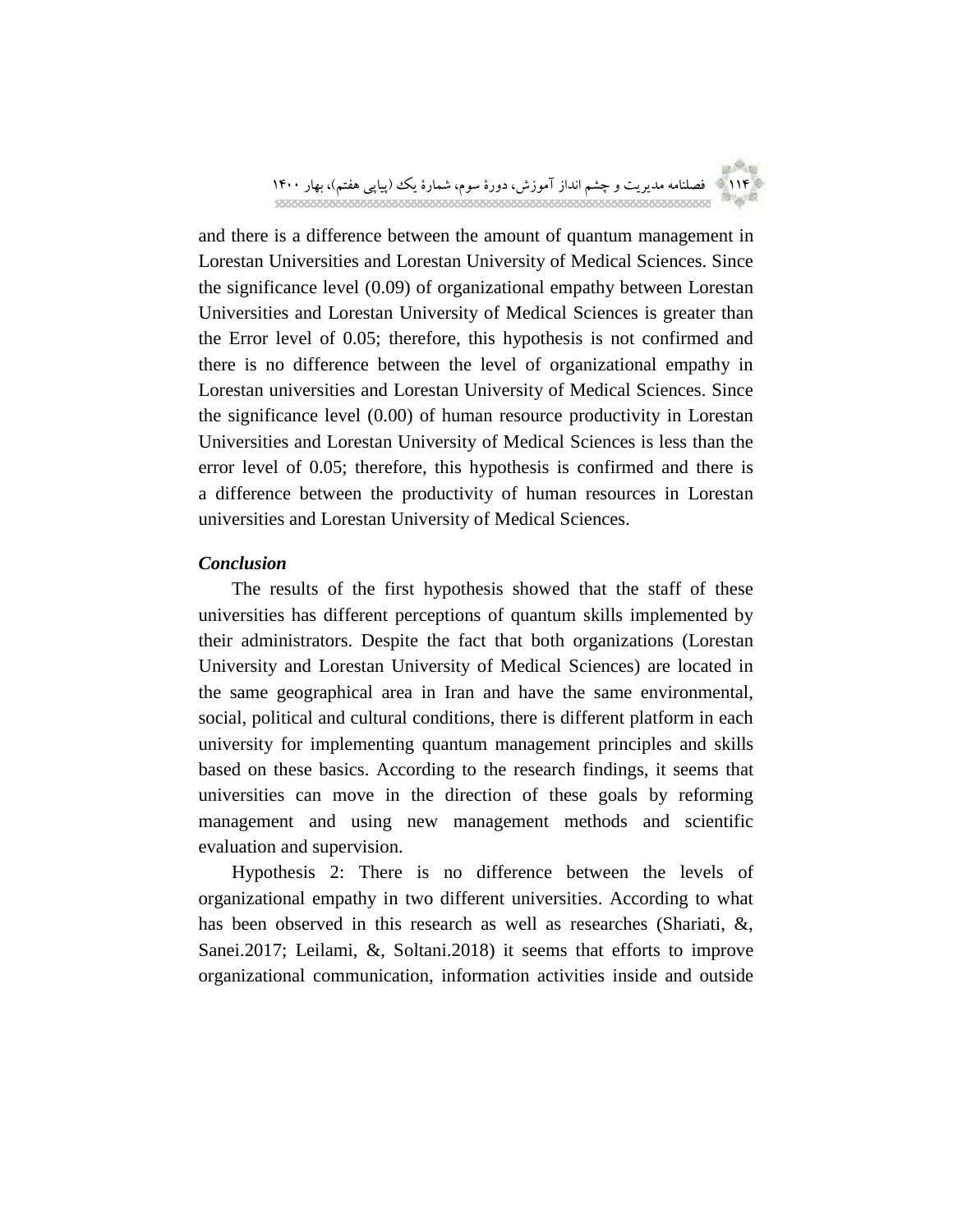and there is a difference between the amount of quantum management in Lorestan Universities and Lorestan University of Medical Sciences. Since the significance level (0.09) of organizational empathy between Lorestan Universities and Lorestan University of Medical Sciences is greater than the Error level of 0.05; therefore, this hypothesis is not confirmed and there is no difference between the level of organizational empathy in Lorestan universities and Lorestan University of Medical Sciences. Since the significance level (0.00) of human resource productivity in Lorestan Universities and Lorestan University of Medical Sciences is less than the error level of 0.05; therefore, this hypothesis is confirmed and there is a difference between the productivity of human resources in Lorestan universities and Lorestan University of Medical Sciences.

***Conclusion***

The results of the first hypothesis showed that the staff of these universities has different perceptions of quantum skills implemented by their administrators. Despite the fact that both organizations (Lorestan University and Lorestan University of Medical Sciences) are located in the same geographical area in Iran and have the same environmental, social, political and cultural conditions, there is different platform in each university for implementing quantum management principles and skills based on these basics. According to the research findings, it seems that universities can move in the direction of these goals by reforming management and using new management methods and scientific evaluation and supervision.

Hypothesis 2: There is no difference between the levels of organizational empathy in two different universities. According to what has been observed in this research as well as researches (Shariati, &, Sanei.2017; Leilami, &, Soltani.2018) it seems that efforts to improve organizational communication, information activities inside and outside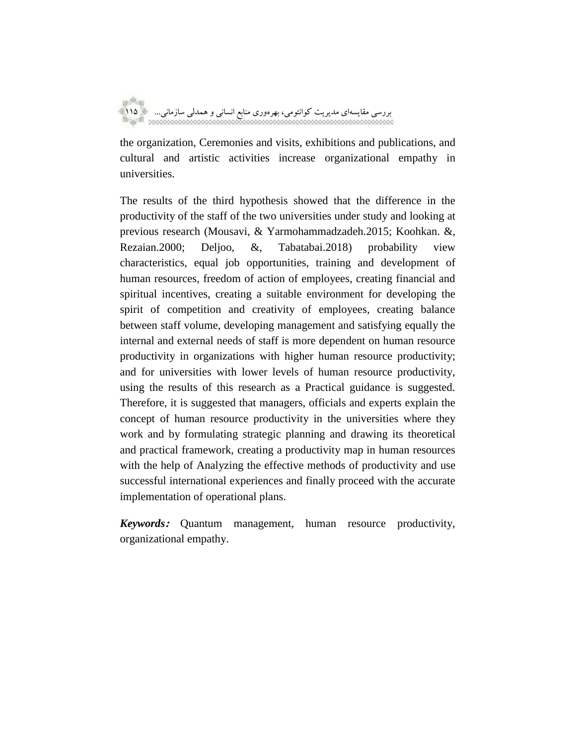the organization, Ceremonies and visits, exhibitions and publications, and cultural and artistic activities increase organizational empathy in universities.

The results of the third hypothesis showed that the difference in the productivity of the staff of the two universities under study and looking at previous research (Mousavi, & Yarmohammadzadeh.2015; Koohkan. &, Rezaian.2000; Deljoo, &, Tabatabai.2018) probability view characteristics, equal job opportunities, training and development of human resources, freedom of action of employees, creating financial and spiritual incentives, creating a suitable environment for developing the spirit of competition and creativity of employees, creating balance between staff volume, developing management and satisfying equally the internal and external needs of staff is more dependent on human resource productivity in organizations with higher human resource productivity; and for universities with lower levels of human resource productivity, using the results of this research as a Practical guidance is suggested. Therefore, it is suggested that managers, officials and experts explain the concept of human resource productivity in the universities where they work and by formulating strategic planning and drawing its theoretical and practical framework, creating a productivity map in human resources with the help of Analyzing the effective methods of productivity and use successful international experiences and finally proceed with the accurate implementation of operational plans.

***Keywords:*** Quantum management, human resource productivity, organizational empathy.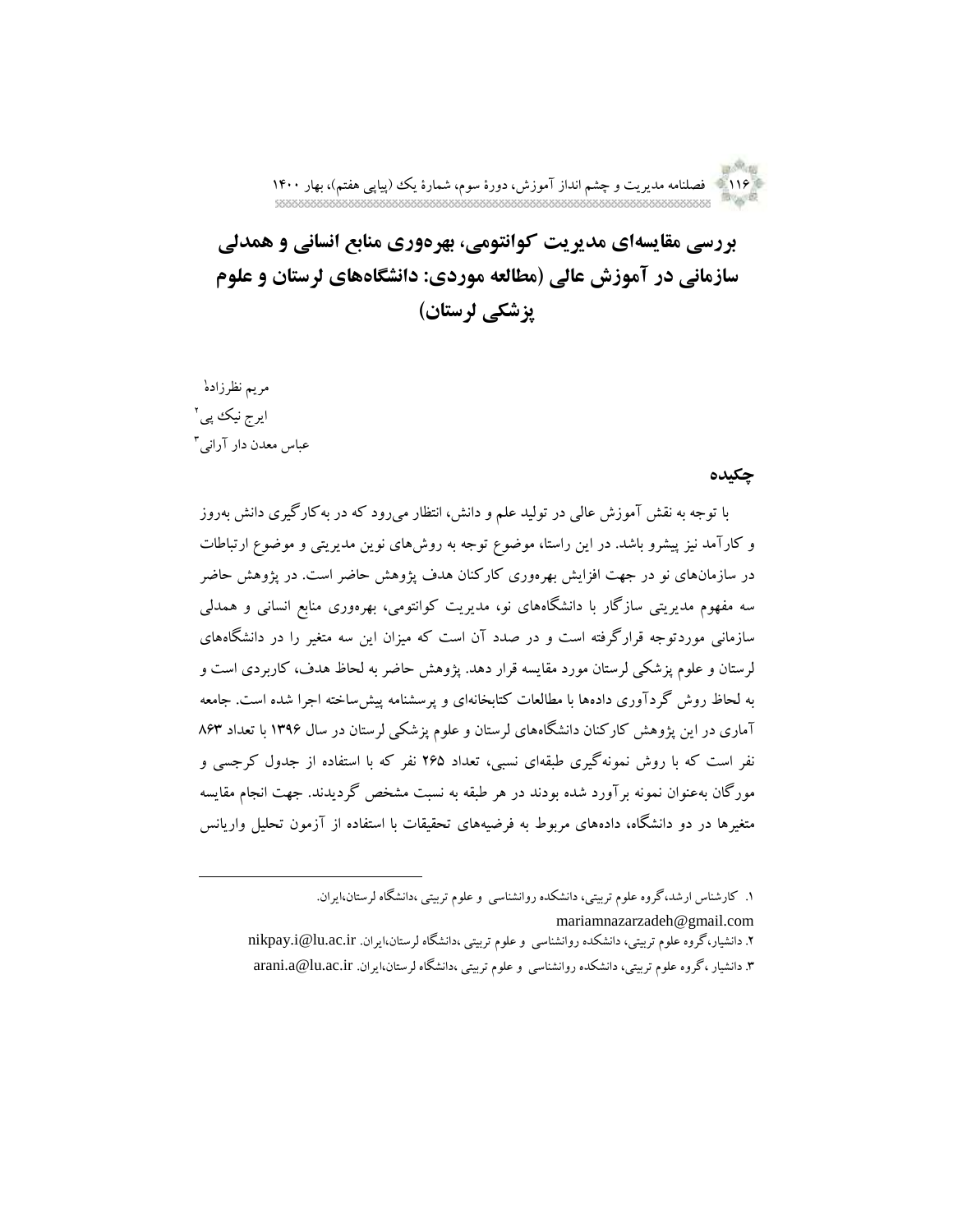# بررسی مقایسه‌ای مدیریت کوانتومی، بهره‌وری منابع انسانی و همدلی سازمانی در آموزش عالی (مطالعه موردی: دانشگاه‌های لرستان و علوم پزشکی لرستان)

مریم نظرزاده[1]

ایرج نیک پی[2]

عباس معدن دار آرانی[3]

## چکیده

با توجه به نقش آموزش عالی در تولید علم و دانش، انتظار می‌رود که در به‌کارگیری دانش به‌روز و کارآمد نیز پیشرو باشد. در این راستا، موضوع توجه به روش‌های نوین مدیریتی و موضوع ارتباطات در سازمان‌های نو در جهت افزایش بهره‌وری کارکنان هدف پژوهش حاضر است. در پژوهش حاضر سه مفهوم مدیریتی سازگار با دانشگاه‌های نو، مدیریت کوانتومی، بهره‌وری منابع انسانی و همدلی سازمانی موردتوجه قرارگرفته است و در صدد آن است که میزان این سه متغیر را در دانشگاه‌های لرستان و علوم پزشکی لرستان مورد مقایسه قرار دهد. پژوهش حاضر به لحاظ هدف، کاربردی است و به لحاظ روش گردآوری داده‌ها با مطالعات کتابخانه‌ای و پرسشنامه پیش‌ساخته اجرا شده است. جامعه آماری در این پژوهش کارکنان دانشگاه‌های لرستان و علوم پزشکی لرستان در سال ۱۳۹۶ با تعداد ۸۶۳ نفر است که با روش نمونه‌گیری طبقه‌ای نسبی، تعداد ۲۶۵ نفر که با استفاده از جدول کرجسی و مورگان به‌عنوان نمونه برآورد شده بودند در هر طبقه به نسبت مشخص گردیدند. جهت انجام مقایسه متغیرها در دو دانشگاه، داده‌های مربوط به فرضیه‌های تحقیقات با استفاده از آزمون تحلیل واریانس

---

۱. کارشناس ارشد، گروه علوم تربیتی، دانشکده روانشناسی و علوم تربیتی ،دانشگاه لرستان،ایران. mariamnazarzadeh@gmail.com

۲. دانشیار، گروه علوم تربیتی، دانشکده روانشناسی و علوم تربیتی ،دانشگاه لرستان،ایران. nikpay.i@lu.ac.ir

۳. دانشیار ، گروه علوم تربیتی، دانشکده روانشناسی و علوم تربیتی ،دانشگاه لرستان،ایران. arani.a@lu.ac.ir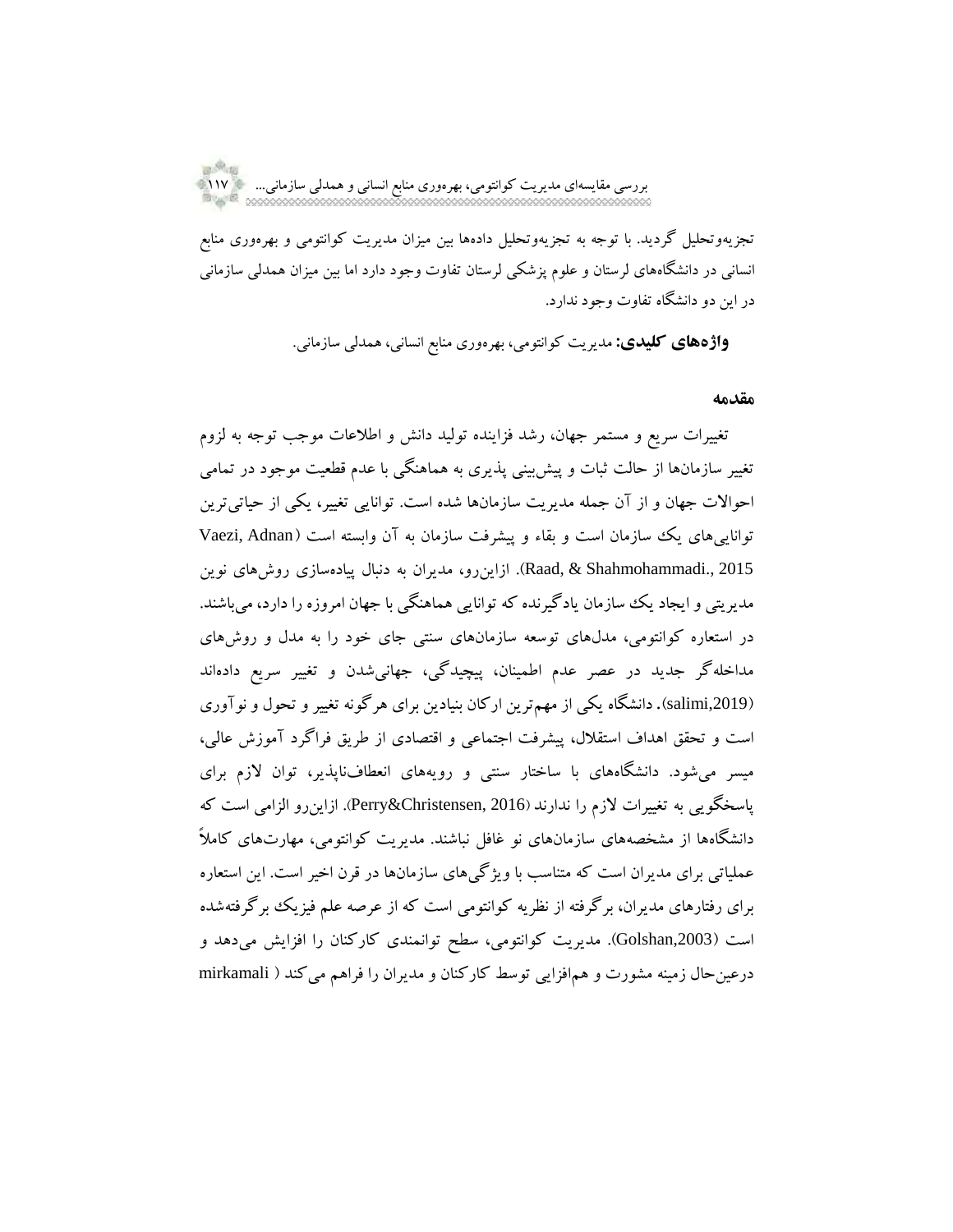تجزیه‌وتحلیل گردید. با توجه به تجزیه‌وتحلیل داده‌ها بین میزان مدیریت کوانتومی و بهره‌وری منابع انسانی در دانشگاه‌های لرستان و علوم پزشکی لرستان تفاوت وجود دارد اما بین میزان همدلی سازمانی در این دو دانشگاه تفاوت وجود ندارد.

**واژه‌های کلیدی:** مدیریت کوانتومی، بهره‌وری منابع انسانی، همدلی سازمانی.

## مقدمه

تغییرات سریع و مستمر جهان، رشد فزاینده تولید دانش و اطلاعات موجب توجه به لزوم تغییر سازمان‌ها از حالت ثبات و پیش‌بینی پذیری به هماهنگی با عدم قطعیت موجود در تمامی احوالات جهان و از آن جمله مدیریت سازمان‌ها شده است. توانایی تغییر، یکی از حیاتی‌ترین توانایی‌های یک سازمان است و بقاء و پیشرفت سازمان به آن وابسته است (Vaezi, Adnan Raad, & Shahmohammadi., 2015). ازاین‌رو، مدیران به دنبال پیاده‌سازی روش‌های نوین مدیریتی و ایجاد یک سازمان یادگیرنده که توانایی هماهنگی با جهان امروزه را دارد، می‌باشند. در استعاره کوانتومی، مدل‌های توسعه سازمان‌های سنتی جای خود را به مدل و روش‌های مداخله‌گر جدید در عصر عدم اطمینان، پیچیدگی، جهانی‌شدن و تغییر سریع داده‌اند (salimi,2019). دانشگاه یکی از مهم‌ترین ارکان بنیادین برای هرگونه تغییر و تحول و نوآوری است و تحقق اهداف استقلال، پیشرفت اجتماعی و اقتصادی از طریق فراگرد آموزش عالی، میسر می‌شود. دانشگاه‌های با ساختار سنتی و رویه‌های انعطاف‌ناپذیر، توان لازم برای پاسخگویی به تغییرات لازم را ندارند (Perry&Christensen, 2016). ازاین‌رو الزامی است که دانشگاه‌ها از مشخصه‌های سازمان‌های نو غافل نباشند. مدیریت کوانتومی، مهارت‌های کاملاً عملیاتی برای مدیران است که متناسب با ویژگی‌های سازمان‌ها در قرن اخیر است. این استعاره برای رفتارهای مدیران، برگرفته از نظریه کوانتومی است که از عرصه علم فیزیک برگرفته‌شده است (Golshan,2003). مدیریت کوانتومی، سطح توانمندی کارکنان را افزایش می‌دهد و درعین‌حال زمینه مشورت و هم‌افزایی توسط کارکنان و مدیران را فراهم می‌کند ( mirkamali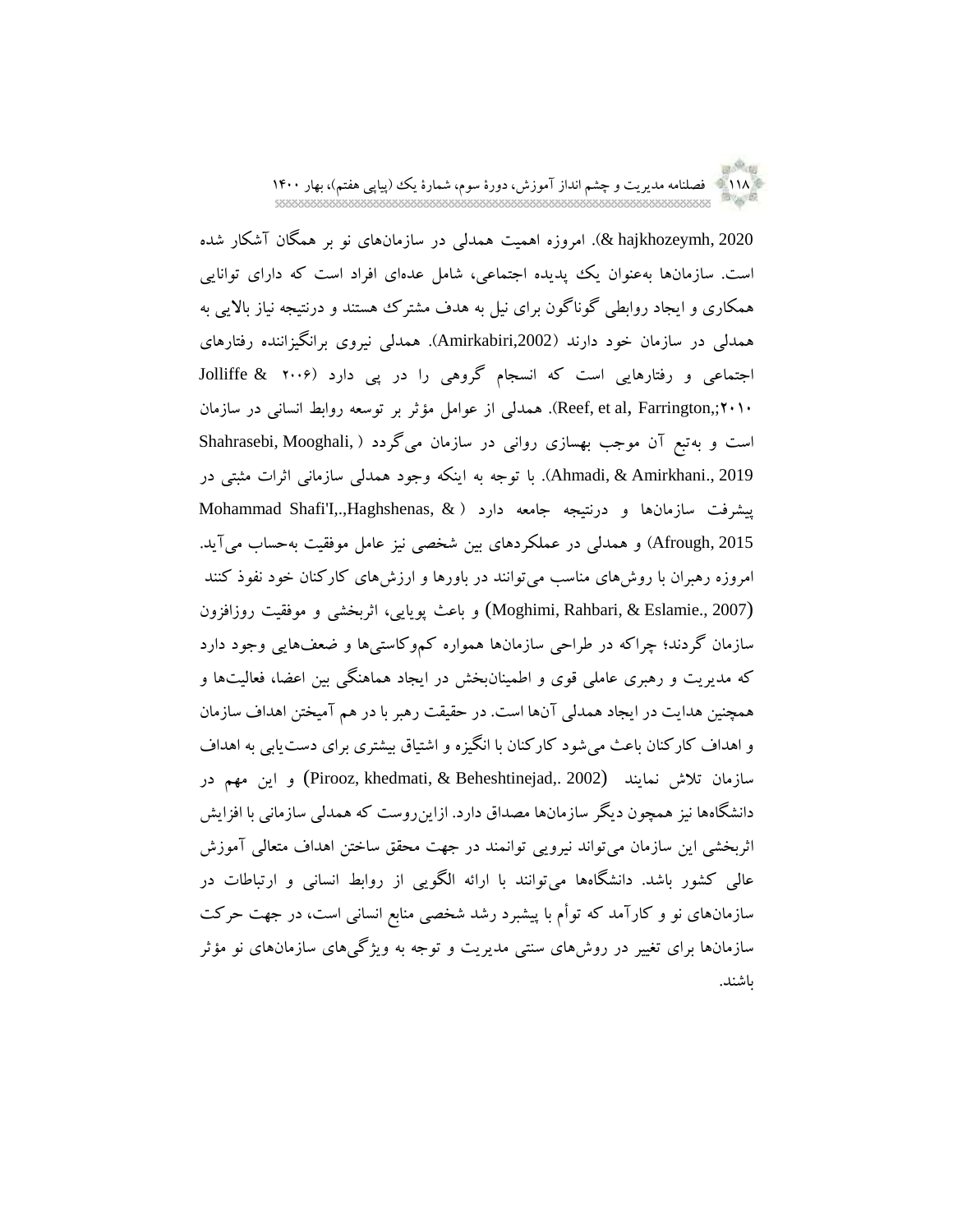& hajkhozeymh, 2020). امروزه اهمیت همدلی در سازمان‌های نو بر همگان آشکار شده است. سازمان‌ها به‌عنوان یک پدیده اجتماعی، شامل عده‌ای افراد است که دارای توانایی همکاری و ایجاد روابطی گوناگون برای نیل به هدف مشترک هستند و درنتیجه نیاز بالایی به همدلی در سازمان خود دارند (Amirkabiri,2002). همدلی نیروی برانگیزاننده رفتارهای اجتماعی و رفتارهایی است که انسجام گروهی را در پی دارد (Jolliffe & ۲۰۰۶ Reef, et al, Farrington,;۲۰۱۰). همدلی از عوامل مؤثر بر توسعه روابط انسانی در سازمان است و به‌تبع آن موجب بهسازی روانی در سازمان می‌گردد ( Shahrasebi, Mooghali, Ahmadi, & Amirkhani., 2019). با توجه به اینکه وجود همدلی سازمانی اثرات مثبتی در پیشرفت سازمان‌ها و درنتیجه جامعه دارد ( Mohammad Shafi'I,.,Haghshenas, & Afrough, 2015) و همدلی در عملکردهای بین شخصی نیز عامل موفقیت به‌حساب می‌آید. امروزه رهبران با روش‌های مناسب می‌توانند در باورها و ارزش‌های کارکنان خود نفوذ کنند (Moghimi, Rahbari, & Eslamie., 2007) و باعث پویایی، اثربخشی و موفقیت روزافزون سازمان گردند؛ چراکه در طراحی سازمان‌ها همواره کم‌وکاستی‌ها و ضعف‌هایی وجود دارد که مدیریت و رهبری عاملی قوی و اطمینان‌بخش در ایجاد هماهنگی بین اعضا، فعالیت‌ها و همچنین هدایت در ایجاد همدلی آن‌ها است. در حقیقت رهبر با در هم آمیختن اهداف سازمان و اهداف کارکنان باعث می‌شود کارکنان با انگیزه و اشتیاق بیشتری برای دست‌یابی به اهداف سازمان تلاش نمایند (Pirooz, khedmati, & Beheshtinejad,. 2002) و این مهم در دانشگاه‌ها نیز همچون دیگر سازمان‌ها مصداق دارد. ازاین‌روست که همدلی سازمانی با افزایش اثربخشی این سازمان می‌تواند نیرویی توانمند در جهت محقق ساختن اهداف متعالی آموزش عالی کشور باشد. دانشگاه‌ها می‌توانند با ارائه الگویی از روابط انسانی و ارتباطات در سازمان‌های نو و کارآمد که توأم با پیشبرد رشد شخصی منابع انسانی است، در جهت حرکت سازمان‌ها برای تغییر در روش‌های سنتی مدیریت و توجه به ویژگی‌های سازمان‌های نو مؤثر باشند.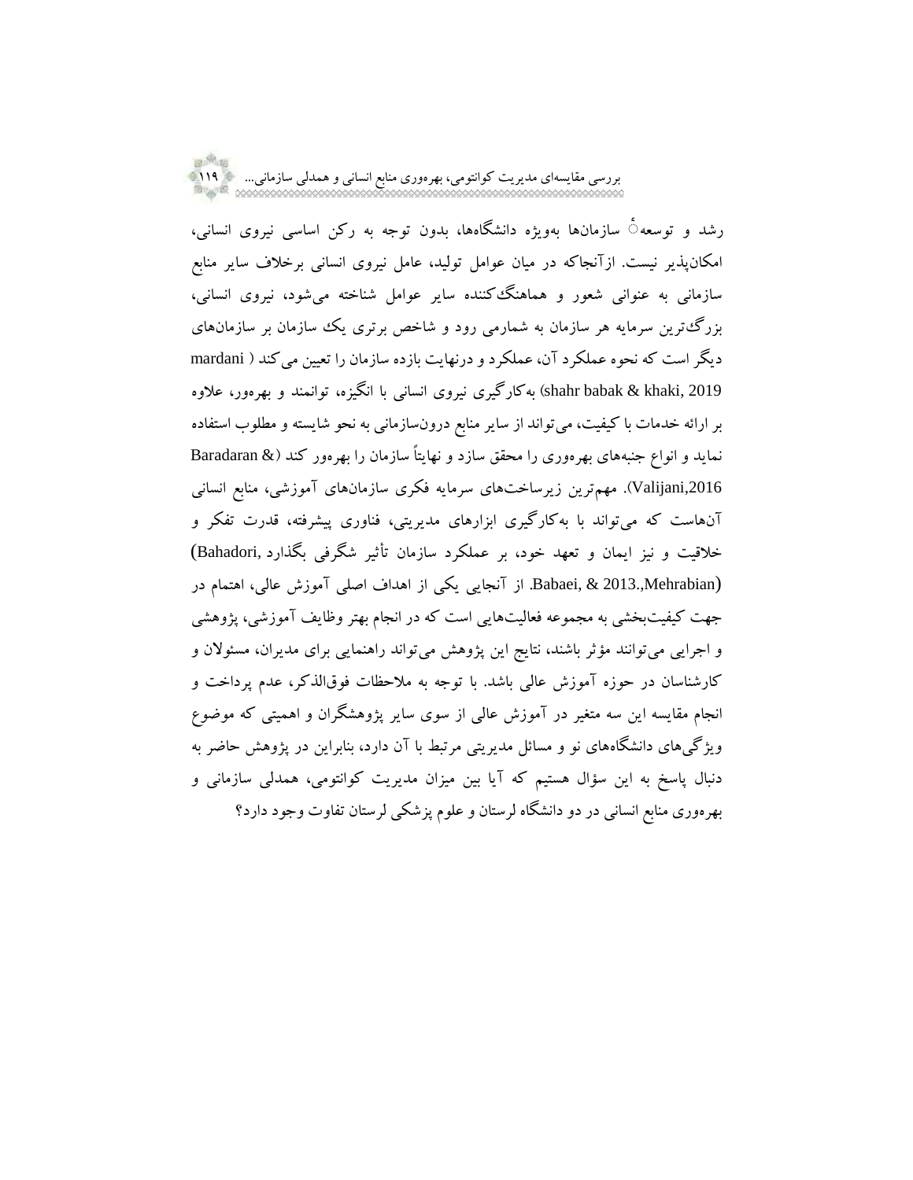رشد و توسعهٔ سازمان‌ها به‌ویژه دانشگاه‌ها، بدون توجه به رکن اساسی نیروی انسانی، امکان‌پذیر نیست. ازآنجاکه در میان عوامل تولید، عامل نیروی انسانی برخلاف سایر منابع سازمانی به عنوانی شعور و هماهنگ‌کننده سایر عوامل شناخته می‌شود، نیروی انسانی، بزرگ‌ترین سرمایه هر سازمان به شمارمی رود و شاخص برتری یک سازمان بر سازمان‌های دیگر است که نحوه عملکرد آن، عملکرد و درنهایت بازده سازمان را تعیین می‌کند ( mardani shahr babak & khaki, 2019) به‌کارگیری نیروی انسانی با انگیزه، توانمند و بهره‌ور، علاوه بر ارائه خدمات با کیفیت، می‌تواند از سایر منابع درون‌سازمانی به نحو شایسته و مطلوب استفاده نماید و انواع جنبه‌های بهره‌وری را محقق سازد و نهایتاً سازمان را بهره‌ور کند (Baradaran & Valijani,2016). مهم‌ترین زیرساخت‌های سرمایه فکری سازمان‌های آموزشی، منابع انسانی آن‌هاست که می‌تواند با به‌کارگیری ابزارهای مدیریتی، فناوری پیشرفته، قدرت تفکر و خلاقیت و نیز ایمان و تعهد خود، بر عملکرد سازمان تأثیر شگرفی بگذارد (Bahadori, Babaei, & 2013.,Mehrabian). از آنجایی یکی از اهداف اصلی آموزش عالی، اهتمام در جهت کیفیت‌بخشی به مجموعه فعالیت‌هایی است که در انجام بهتر وظایف آموزشی، پژوهشی و اجرایی می‌توانند مؤثر باشند، نتایج این پژوهش می‌تواند راهنمایی برای مدیران، مسئولان و کارشناسان در حوزه آموزش عالی باشد. با توجه به ملاحظات فوق‌الذکر، عدم پرداخت و انجام مقایسه این سه متغیر در آموزش عالی از سوی سایر پژوهشگران و اهمیتی که موضوع ویژگی‌های دانشگاه‌های نو و مسائل مدیریتی مرتبط با آن دارد، بنابراین در پژوهش حاضر به دنبال پاسخ به این سؤال هستیم که آیا بین میزان مدیریت کوانتومی، همدلی سازمانی و بهره‌وری منابع انسانی در دو دانشگاه لرستان و علوم پزشکی لرستان تفاوت وجود دارد؟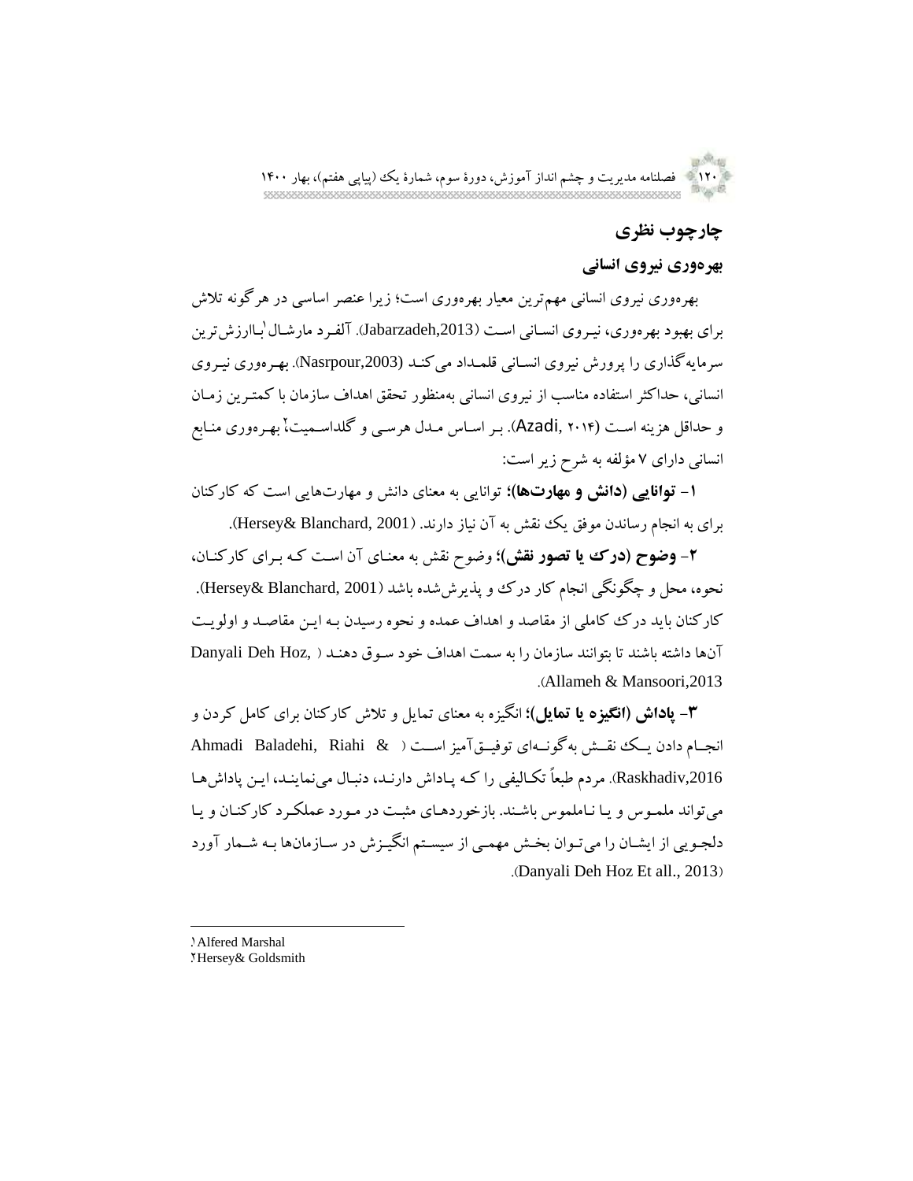## چارچوب نظری

### بهره‌وری نیروی انسانی

بهره‌وری نیروی انسانی مهم‌ترین معیار بهره‌وری است؛ زیرا عنصر اساسی در هرگونه تلاش برای بهبود بهره‌وری، نیروی انسانی است (Jabarzadeh,2013). آلفرد مارشال[1] باارزش‌ترین سرمایه‌گذاری را پرورش نیروی انسانی قلمداد می‌کند (Nasrpour,2003). بهره‌وری نیروی انسانی، حداکثر استفاده مناسب از نیروی انسانی به‌منظور تحقق اهداف سازمان با کمترین زمان و حداقل هزینه است (Azadi, ۲۰۱۴). بر اساس مدل هرسی و گلداسمیت[2] بهره‌وری منابع انسانی دارای ۷ مؤلفه به شرح زیر است:

۱- **توانایی (دانش و مهارت‌ها)؛** توانایی به معنای دانش و مهارت‌هایی است که کارکنان برای به انجام رساندن موفق یک نقش به آن نیاز دارند. (Hersey& Blanchard, 2001).

۲- **وضوح (درک یا تصور نقش)؛** وضوح نقش به معنای آن است که برای کارکنان، نحوه، محل و چگونگی انجام کار درک و پذیرش‌شده باشد (Hersey& Blanchard, 2001). کارکنان باید درک کاملی از مقاصد و اهداف عمده و نحوه رسیدن به این مقاصد و اولویت آن‌ها داشته باشند تا بتوانند سازمان را به سمت اهداف خود سوق دهند (Danyali Deh Hoz, Allameh & Mansoori,2013).

۳- **پاداش (انگیزه یا تمایل)؛** انگیزه به معنای تمایل و تلاش کارکنان برای کامل کردن و انجام دادن یک نقش به‌گونه‌ای توفیق‌آمیز است (Ahmadi Baladehi, Riahi & Raskhadiv,2016). مردم طبعاً تکالیفی را که پاداش دارند، دنبال می‌نمایند، این پاداش‌ها می‌تواند ملموس و یا ناملموس باشند. بازخوردهای مثبت در مورد عملکرد کارکنان و یا دلجویی از ایشان را می‌توان بخش مهمی از سیستم انگیزش در سازمان‌ها به شمار آورد (Danyali Deh Hoz Et all., 2013).

---

[1] Alfered Marshal
[2] Hersey& Goldsmith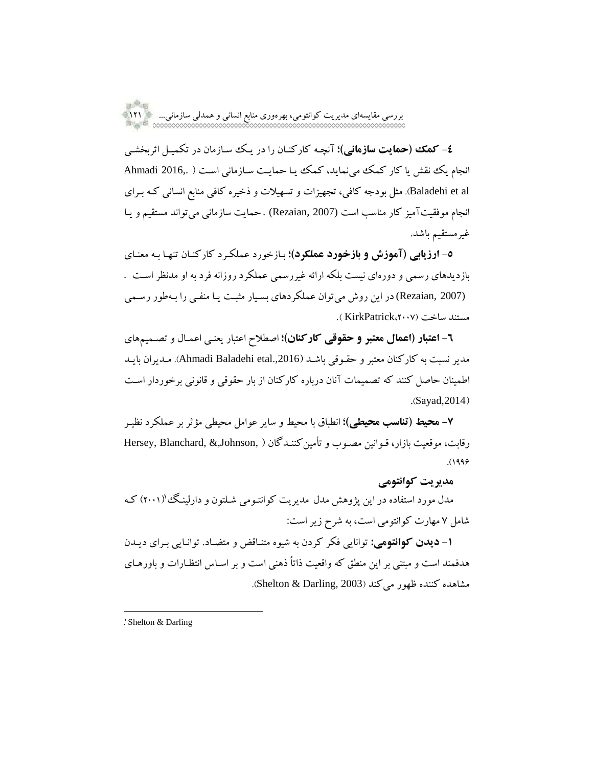**٤- کمک (حمایت سازمانی)؛** آنچه کارکنان را در یک سازمان در تکمیل اثربخشی انجام یک نقش یا کار کمک می‌نماید، کمک یا حمایت سازمانی است ( .Ahmadi 2016,. Baladehi et al). مثل بودجه کافی، تجهیزات و تسهیلات و ذخیره کافی منابع انسانی که برای انجام موفقیت‌آمیز کار مناسب است (Rezaian, 2007) . حمایت سازمانی می‌تواند مستقیم و یا غیرمستقیم باشد.

**٥- ارزیابی (آموزش و بازخورد عملکرد)؛** بازخورد عملکرد کارکنان تنها به معنای بازدیدهای رسمی و دوره‌ای نیست بلکه ارائه غیررسمی عملکرد روزانه فرد به او مدنظر است . (Rezaian, 2007) در این روش می‌توان عملکردهای بسیار مثبت یا منفی را به‌طور رسمی مستند ساخت (KirkPatrick،۲۰۰۷ ).

**٦- اعتبار (اعمال معتبر و حقوقی کارکنان)؛** اصطلاح اعتبار یعنی اعمال و تصمیم‌های مدیر نسبت به کارکنان معتبر و حقوقی باشد (Ahmadi Baladehi etal.,2016). مدیران باید اطمینان حاصل کنند که تصمیمات آنان درباره کارکنان از بار حقوقی و قانونی برخوردار است (Sayad,2014).

**٧- محیط (تناسب محیطی)؛** انطباق با محیط و سایر عوامل محیطی مؤثر بر عملکرد نظیر رقابت، موقعیت بازار، قوانین مصوب و تأمین‌کنندگان ( Hersey, Blanchard, &,Johnson, ۱۹۹۶).

## مدیریت کوانتومی

مدل مورد استفاده در این پژوهش مدل مدیریت کوانتومی شلتون و دارلینگ[1] (۲۰۰۱) که شامل ۷ مهارت کوانتومی است، به شرح زیر است:

**۱- دیدن کوانتومی:** توانایی فکر کردن به شیوه متناقض و متضاد. توانایی برای دیدن هدفمند است و مبتنی بر این منطق که واقعیت ذاتاً ذهنی است و بر اساس انتظارات و باورهای مشاهده کننده ظهور می‌کند (Shelton & Darling, 2003).

---

[1] Shelton & Darling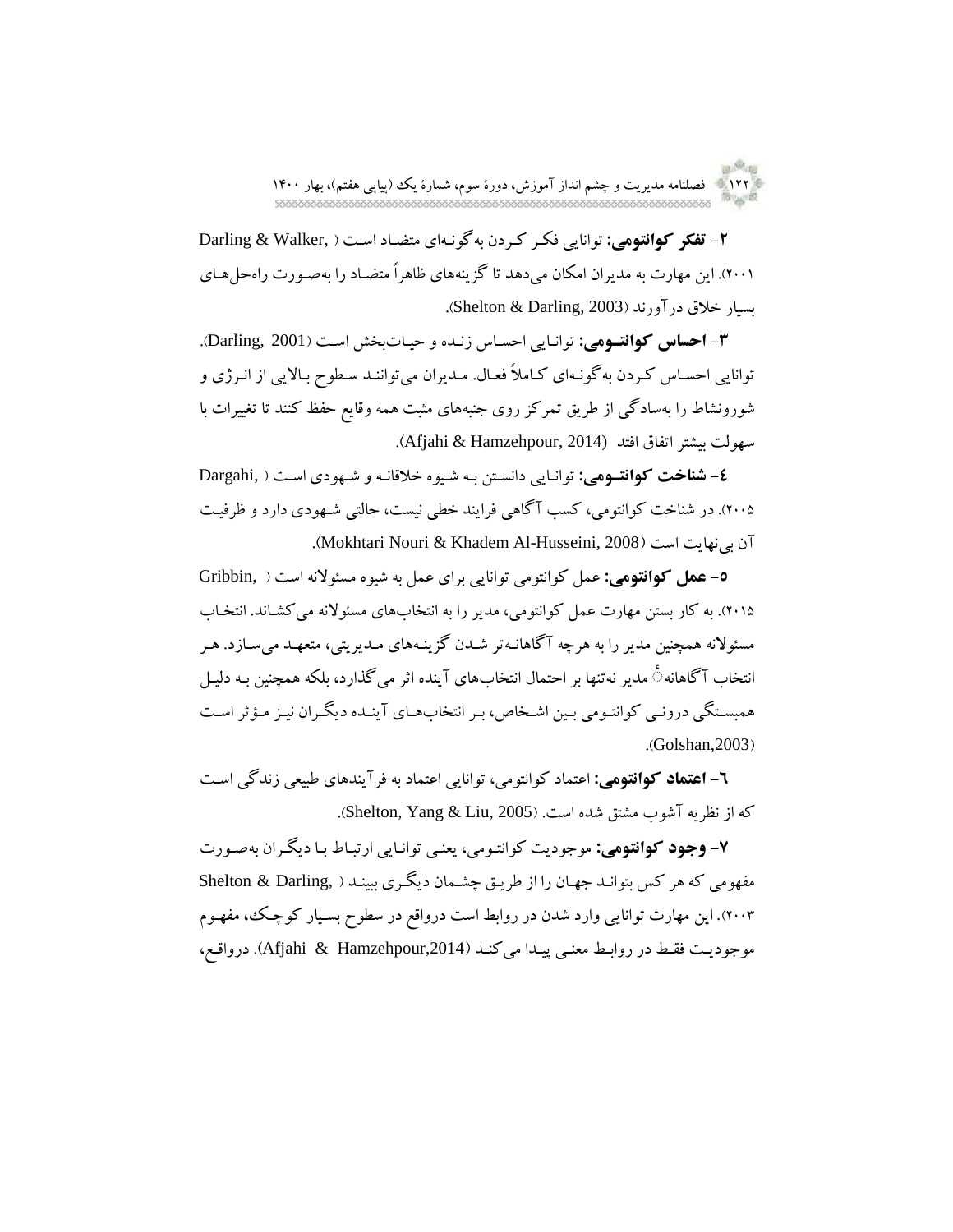**۲- تفکر کوانتومی:** توانایی فکر کردن به‌گونه‌ای متضاد است (Darling & Walker, ۲۰۰۱). این مهارت به مدیران امکان می‌دهد تا گزینه‌های ظاهراً متضاد را به‌صورت راه‌حل‌های بسیار خلاق درآورند (Shelton & Darling, 2003).

**۳- احساس کوانتومی:** توانایی احساس زنده و حیات‌بخش است (Darling, 2001). توانایی احساس کردن به‌گونه‌ای کاملاً فعال. مدیران می‌توانند سطوح بالایی از انرژی و شورونشاط را به‌سادگی از طریق تمرکز روی جنبه‌های مثبت همه وقایع حفظ کنند تا تغییرات با سهولت بیشتر اتفاق افتد (Afjahi & Hamzehpour, 2014).

**٤- شناخت کوانتومی:** توانایی دانستن به شیوه خلاقانه و شهودی است (Dargahi, ۲۰۰۵). در شناخت کوانتومی، کسب آگاهی فرایند خطی نیست، حالتی شهودی دارد و ظرفیت آن بی‌نهایت است (Mokhtari Nouri & Khadem Al-Husseini, 2008).

**۵- عمل کوانتومی:** عمل کوانتومی توانایی برای عمل به شیوه مسئولانه است (Gribbin, ۲۰۱۵). به کار بستن مهارت عمل کوانتومی، مدیر را به انتخاب‌های مسئولانه می‌کشاند. انتخاب مسئولانه همچنین مدیر را به هرچه آگاهانه‌تر شدن گزینه‌های مدیریتی، متعهد می‌سازد. هر انتخاب آگاهانهٔ مدیر نه‌تنها بر احتمال انتخاب‌های آینده اثر می‌گذارد، بلکه همچنین به دلیل همبستگی درونی کوانتومی بین اشخاص، بر انتخاب‌های آینده دیگران نیز مؤثر است (Golshan,2003).

**٦- اعتماد کوانتومی:** اعتماد کوانتومی، توانایی اعتماد به فرآیندهای طبیعی زندگی است که از نظریه آشوب مشتق شده است. (Shelton, Yang & Liu, 2005).

**۷- وجود کوانتومی:** موجودیت کوانتومی، یعنی توانایی ارتباط با دیگران به‌صورت مفهومی که هر کس بتواند جهان را از طریق چشمان دیگری ببیند (Shelton & Darling, ۲۰۰۳). این مهارت توانایی وارد شدن در روابط است درواقع در سطوح بسیار کوچک، مفهوم موجودیت فقط در روابط معنی پیدا می‌کند (Afjahi & Hamzehpour,2014). درواقع،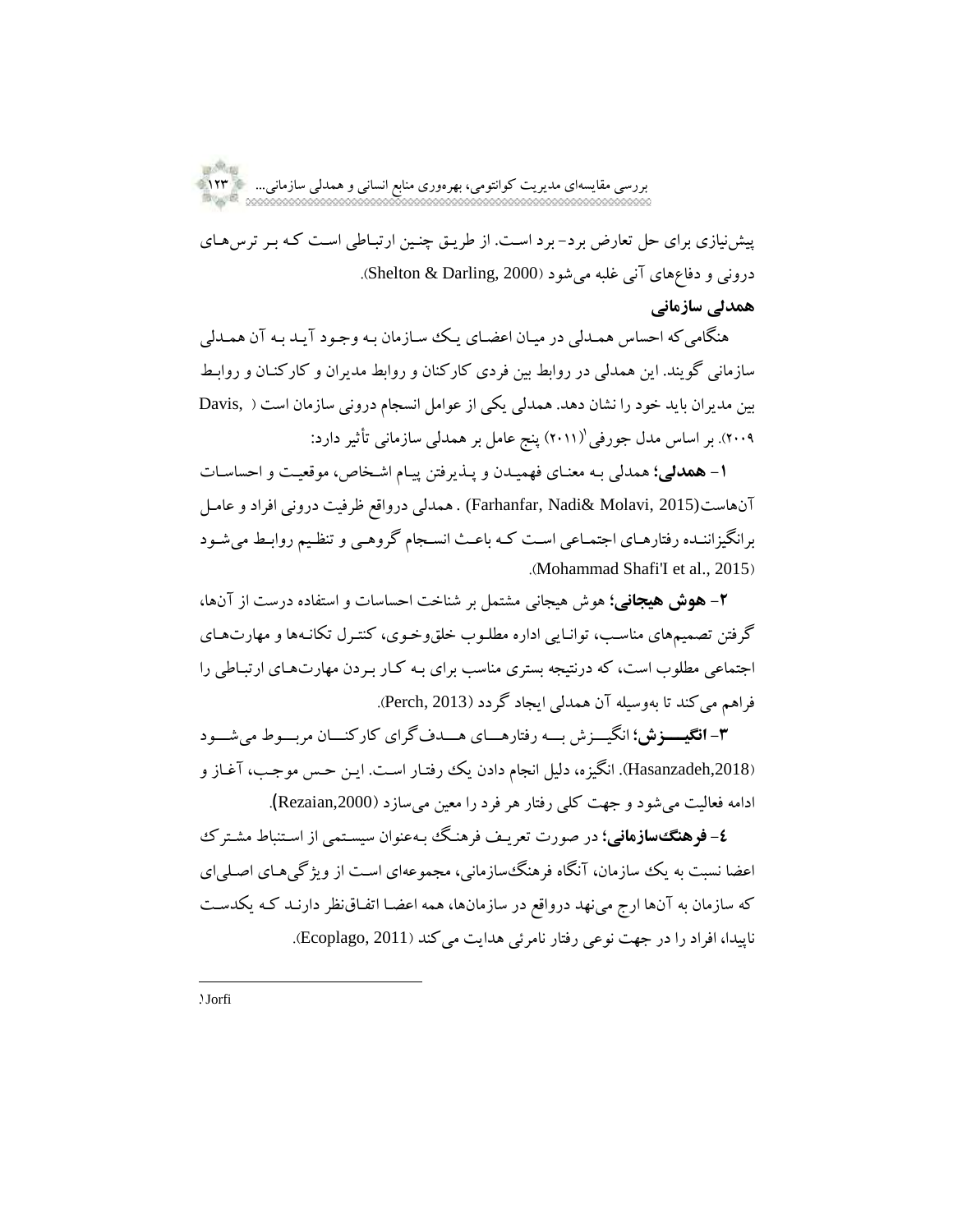پیش‌نیازی برای حل تعارض برد- برد است. از طریق چنین ارتباطی است که بر ترس‌های درونی و دفاع‌های آنی غلبه می‌شود (Shelton & Darling, 2000).

**همدلی سازمانی**

هنگامی‌که احساس همدلی در میان اعضای یک سازمان به وجود آید به آن همدلی سازمانی گویند. این همدلی در روابط بین فردی کارکنان و روابط مدیران و کارکنان و روابط بین مدیران باید خود را نشان دهد. همدلی یکی از عوامل انسجام درونی سازمان است (Davis, ۲۰۰۹). بر اساس مدل جورفی[1] (۲۰۱۱) پنج عامل بر همدلی سازمانی تأثیر دارد:

۱- **همدلی؛** همدلی به معنای فهمیدن و پذیرفتن پیام اشخاص، موقعیت و احساسات آن‌هاست(Farhanfar, Nadi& Molavi, 2015) . همدلی درواقع ظرفیت درونی افراد و عامل برانگیزاننده رفتارهای اجتماعی است که باعث انسجام گروهی و تنظیم روابط می‌شود (Mohammad Shafi'I et al., 2015).

۲- **هوش هیجانی؛** هوش هیجانی مشتمل بر شناخت احساسات و استفاده درست از آن‌ها، گرفتن تصمیم‌های مناسب، توانایی اداره مطلوب خلق‌وخوی، کنترل تکانه‌ها و مهارت‌های اجتماعی مطلوب است، که درنتیجه بستری مناسب برای به کار بردن مهارت‌های ارتباطی را فراهم می‌کند تا به‌وسیله آن همدلی ایجاد گردد (Perch, 2013).

۳- **انگیزش؛** انگیزش به رفتارهای هدف‌گرای کارکنان مربوط می‌شود (Hasanzadeh,2018). انگیزه، دلیل انجام دادن یک رفتار است. این حس موجب، آغاز و ادامه فعالیت می‌شود و جهت کلی رفتار هر فرد را معین می‌سازد (Rezaian,2000).

٤- **فرهنگ‌سازمانی؛** در صورت تعریف فرهنگ به‌عنوان سیستمی از استنباط مشترک اعضا نسبت به یک سازمان، آنگاه فرهنگ‌سازمانی، مجموعه‌ای است از ویژگی‌های اصلی‌ای که سازمان به آن‌ها ارج می‌نهد درواقع در سازمان‌ها، همه اعضا اتفاق‌نظر دارند که یکدست ناپیدا، افراد را در جهت نوعی رفتار نامرئی هدایت می‌کند (Ecoplago, 2011).

---

[1] Jorfi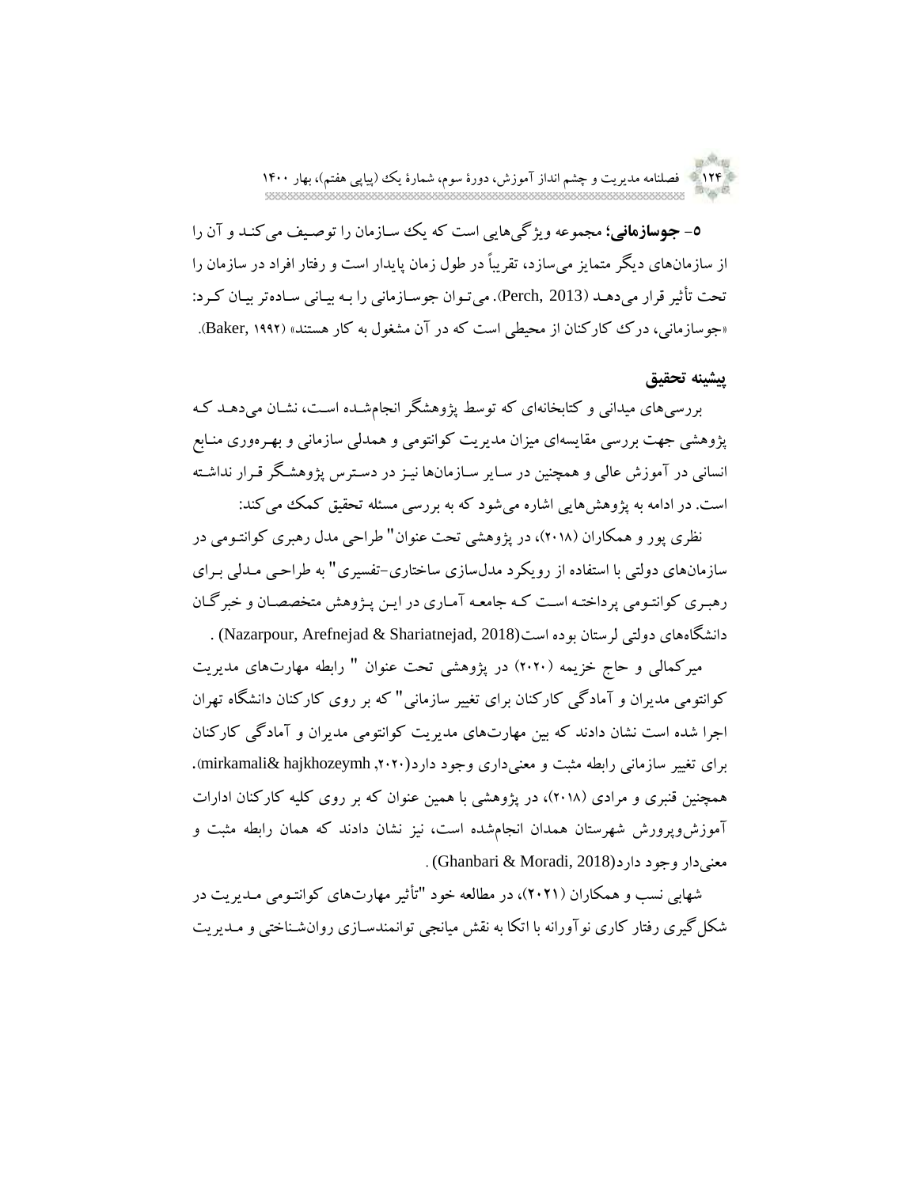۵- **جوسازمانی؛** مجموعه ویژگی‌هایی است که یک سازمان را توصیف می‌کند و آن را از سازمان‌های دیگر متمایز می‌سازد، تقریباً در طول زمان پایدار است و رفتار افراد در سازمان را تحت تأثیر قرار می‌دهد (Perch, 2013). می‌توان جوسازمانی را به بیانی ساده‌تر بیان کرد: «جوسازمانی، درک کارکنان از محیطی است که در آن مشغول به کار هستند» (Baker, ۱۹۹۲).

## پیشینه تحقیق

بررسی‌های میدانی و کتابخانه‌ای که توسط پژوهشگر انجام‌شده است، نشان می‌دهد که پژوهشی جهت بررسی مقایسه‌ای میزان مدیریت کوانتومی و همدلی سازمانی و بهره‌وری منابع انسانی در آموزش عالی و همچنین در سایر سازمان‌ها نیز در دسترس پژوهشگر قرار نداشته است. در ادامه به پژوهش‌هایی اشاره می‌شود که به بررسی مسئله تحقیق کمک می‌کند:

نظری پور و همکاران (۲۰۱۸)، در پژوهشی تحت عنوان" طراحی مدل رهبری کوانتومی در سازمان‌های دولتی با استفاده از رویکرد مدل‌سازی ساختاری-تفسیری" به طراحی مدلی برای رهبری کوانتومی پرداخته است که جامعه آماری در این پژوهش متخصصان و خبرگان دانشگاه‌های دولتی لرستان بوده است(Nazarpour, Arefnejad & Shariatnejad, 2018) .

میرکمالی و حاج خزیمه (۲۰۲۰) در پژوهشی تحت عنوان " رابطه مهارت‌های مدیریت کوانتومی مدیران و آمادگی کارکنان برای تغییر سازمانی" که بر روی کارکنان دانشگاه تهران اجرا شده است نشان دادند که بین مهارت‌های مدیریت کوانتومی مدیران و آمادگی کارکنان برای تغییر سازمانی رابطه مثبت و معنی‌داری وجود دارد(mirkamali& hajkhozeymh ,۲۰۲۰). همچنین قنبری و مرادی (۲۰۱۸)، در پژوهشی با همین عنوان که بر روی کلیه کارکنان ادارات آموزش‌وپرورش شهرستان همدان انجام‌شده است، نیز نشان دادند که همان رابطه مثبت و معنی‌دار وجود دارد(Ghanbari & Moradi, 2018) .

شهابی نسب و همکاران (۲۰۲۱)، در مطالعه خود "تأثیر مهارت‌های کوانتومی مدیریت در شکل‌گیری رفتار کاری نوآورانه با اتکا به نقش میانجی توانمندسازی روان‌شناختی و مدیریت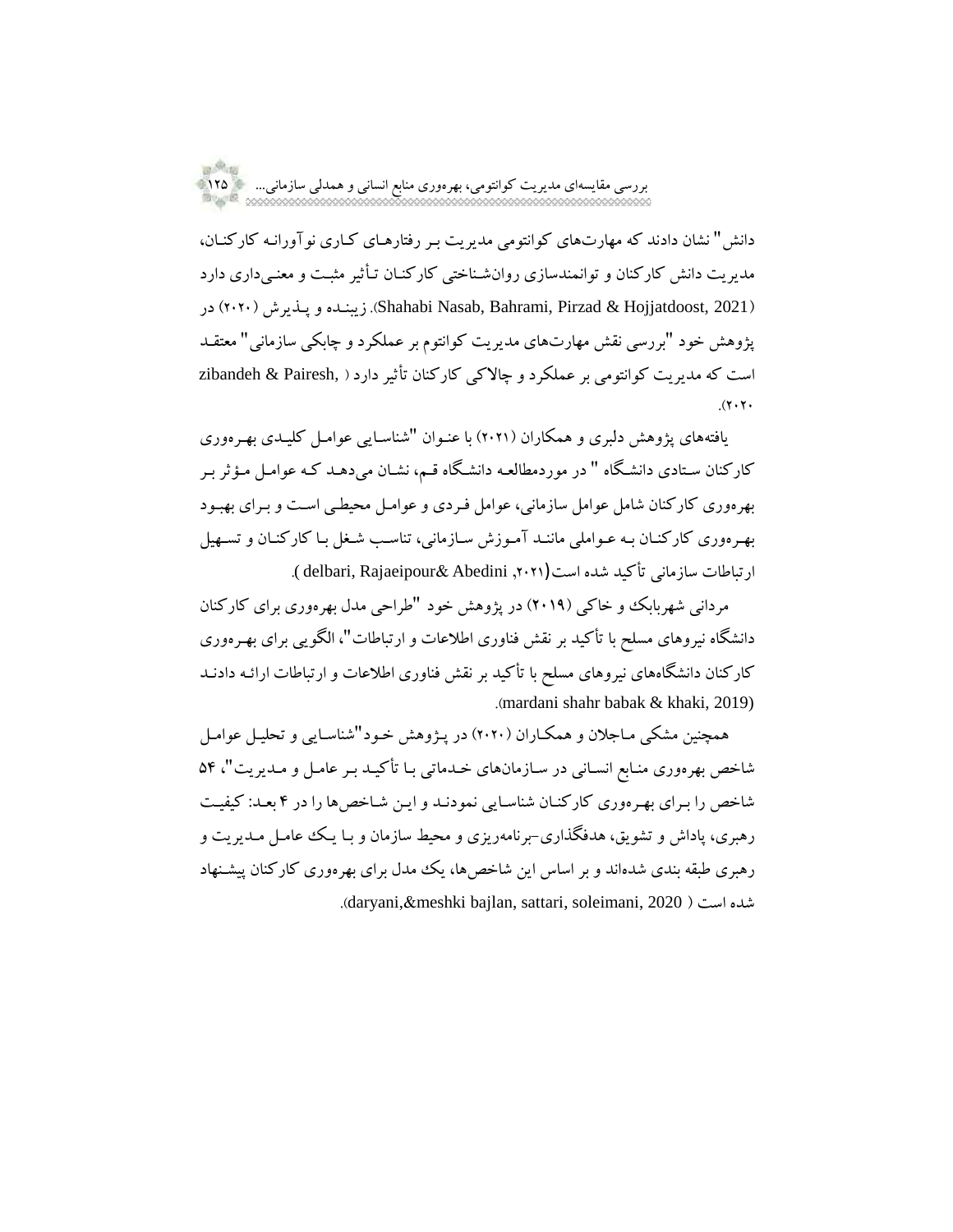دانش" نشان دادند که مهارت‌های کوانتومی مدیریت بر رفتارهای کاری نوآورانه کارکنان، مدیریت دانش کارکنان و توانمندسازی روان‌شناختی کارکنان تأثیر مثبت و معنی‌داری دارد (Shahabi Nasab, Bahrami, Pirzad & Hojjatdoost, 2021). زیبنده و پذیرش (۲۰۲۰) در پژوهش خود "بررسی نقش مهارت‌های مدیریت کوانتوم بر عملکرد و چابکی سازمانی" معتقد است که مدیریت کوانتومی بر عملکرد و چالاکی کارکنان تأثیر دارد ( zibandeh & Pairesh, ۲۰۲۰).

یافته‌های پژوهش دلبری و همکاران (۲۰۲۱) با عنوان "شناسایی عوامل کلیدی بهره‌وری کارکنان ستادی دانشگاه " در موردمطالعه دانشگاه قم، نشان می‌دهد که عوامل مؤثر بر بهره‌وری کارکنان شامل عوامل سازمانی، عوامل فردی و عوامل محیطی است و برای بهبود بهره‌وری کارکنان به عواملی مانند آموزش سازمانی، تناسب شغل با کارکنان و تسهیل ارتباطات سازمانی تأکید شده است( delbari, Rajaeipour& Abedini ,۲۰۲۱).

مردانی شهربابک و خاکی (۲۰۱۹) در پژوهش خود "طراحی مدل بهره‌وری برای کارکنان دانشگاه نیروهای مسلح با تأکید بر نقش فناوری اطلاعات و ارتباطات"، الگویی برای بهره‌وری کارکنان دانشگاه‌های نیروهای مسلح با تأکید بر نقش فناوری اطلاعات و ارتباطات ارائه دادند (mardani shahr babak & khaki, 2019).

همچنین مشکی ماجلان و همکاران (۲۰۲۰) در پژوهش خود"شناسایی و تحلیل عوامل شاخص بهره‌وری منابع انسانی در سازمان‌های خدماتی با تأکید بر عامل و مدیریت"، ۵۴ شاخص را برای بهره‌وری کارکنان شناسایی نمودند و این شاخص‌ها را در ۴ بعد: کیفیت رهبری، پاداش و تشویق، هدفگذاری-برنامه‌ریزی و محیط سازمان و با یک عامل مدیریت و رهبری طبقه بندی شده‌اند و بر اساس این شاخص‌ها، یک مدل برای بهره‌وری کارکنان پیشنهاد شده است ( daryani,&meshki bajlan, sattari, soleimani, 2020).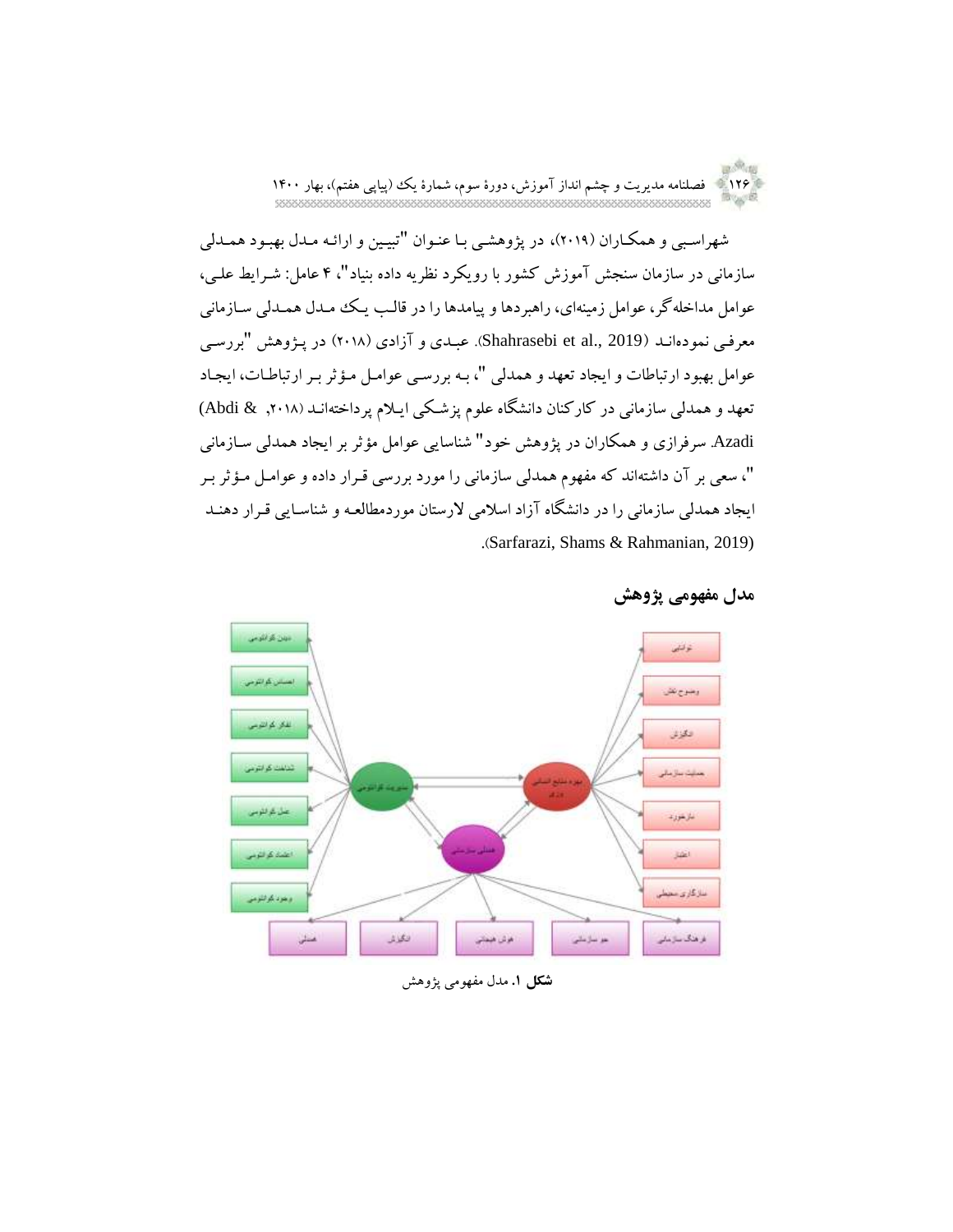شهراسبی و همکاران (۲۰۱۹)، در پژوهشی با عنوان "تبیین و ارائه مدل بهبود همدلی سازمانی در سازمان سنجش آموزش کشور با رویکرد نظریه داده بنیاد"، ۴ عامل: شرایط علی، عوامل مداخله‌گر، عوامل زمینه‌ای، راهبردها و پیامدها را در قالب یک مدل همدلی سازمانی معرفی نموده‌اند (Shahrasebi et al., 2019). عبدی و آزادی (۲۰۱۸) در پژوهش "بررسی عوامل بهبود ارتباطات و ایجاد تعهد و همدلی "، به بررسی عوامل مؤثر بر ارتباطات، ایجاد تعهد و همدلی سازمانی در کارکنان دانشگاه علوم پزشکی ایلام پرداخته‌اند (Abdi & Azadi ,۲۰۱۸). سرفرازی و همکاران در پژوهش خود" شناسایی عوامل مؤثر بر ایجاد همدلی سازمانی "، سعی بر آن داشته‌اند که مفهوم همدلی سازمانی را مورد بررسی قرار داده و عوامل مؤثر بر ایجاد همدلی سازمانی را در دانشگاه آزاد اسلامی لارستان موردمطالعه و شناسایی قرار دهند (Sarfarazi, Shams & Rahmanian, 2019).

## مدل مفهومی پژوهش

**شکل ۱.** مدل مفهومی پژوهش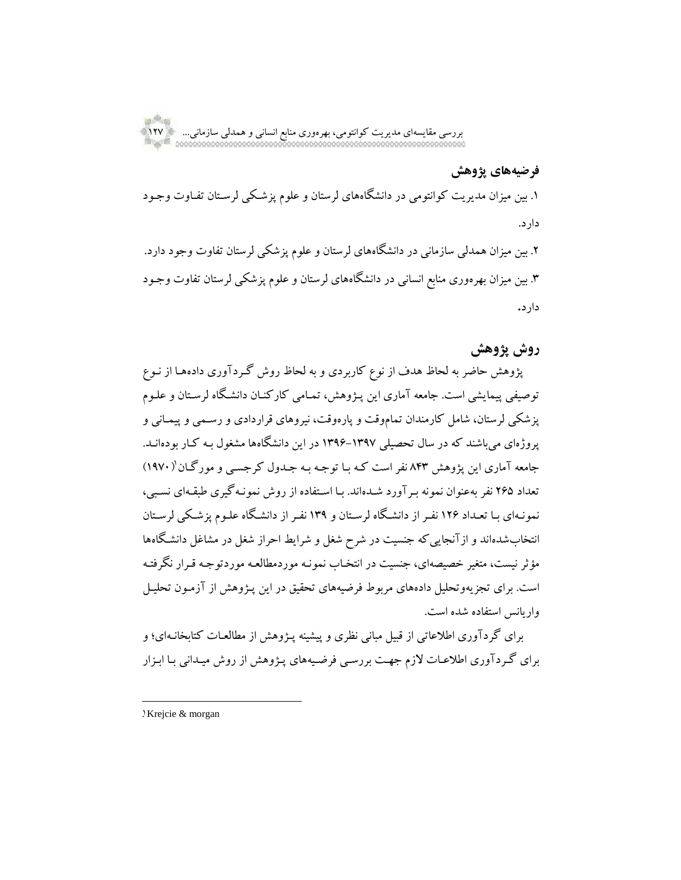## فرضیه‌های پژوهش

۱. بین میزان مدیریت کوانتومی در دانشگاه‌های لرستان و علوم پزشکی لرستان تفاوت وجود دارد.

۲. بین میزان همدلی سازمانی در دانشگاه‌های لرستان و علوم پزشکی لرستان تفاوت وجود دارد.

۳. بین میزان بهره‌وری منابع انسانی در دانشگاه‌های لرستان و علوم پزشکی لرستان تفاوت وجود دارد.

## روش پژوهش

پژوهش حاضر به لحاظ هدف از نوع کاربردی و به لحاظ روش گردآوری داده‌ها از نوع توصیفی پیمایشی است. جامعه آماری این پژوهش، تمامی کارکنان دانشگاه لرستان و علوم پزشکی لرستان، شامل کارمندان تمام‌وقت و پاره‌وقت، نیروهای قراردادی و رسمی و پیمانی و پروژه‌ای می‌باشند که در سال تحصیلی ۱۳۹۷-۱۳۹۶ در این دانشگاه‌ها مشغول به کار بوده‌اند. جامعه آماری این پژوهش ۸۴۳ نفر است که با توجه به جدول کرجسی و مورگان[1] (۱۹۷۰) تعداد ۲۶۵ نفر به‌عنوان نمونه برآورد شده‌اند. با استفاده از روش نمونه‌گیری طبقه‌ای نسبی، نمونه‌ای با تعداد ۱۲۶ نفر از دانشگاه لرستان و ۱۳۹ نفر از دانشگاه علوم پزشکی لرستان انتخاب‌شده‌اند و ازآنجایی‌که جنسیت در شرح شغل و شرایط احراز شغل در مشاغل دانشگاه‌ها مؤثر نیست، متغیر خصیصه‌ای، جنسیت در انتخاب نمونه موردمطالعه موردتوجه قرار نگرفته است. برای تجزیه‌وتحلیل داده‌های مربوط فرضیه‌های تحقیق در این پژوهش از آزمون تحلیل واریانس استفاده شده است.

برای گردآوری اطلاعاتی از قبیل مبانی نظری و پیشینه پژوهش از مطالعات کتابخانه‌ای؛ و برای گردآوری اطلاعات لازم جهت بررسی فرضیه‌های پژوهش از روش میدانی با ابزار

---

[1] Krejcie & morgan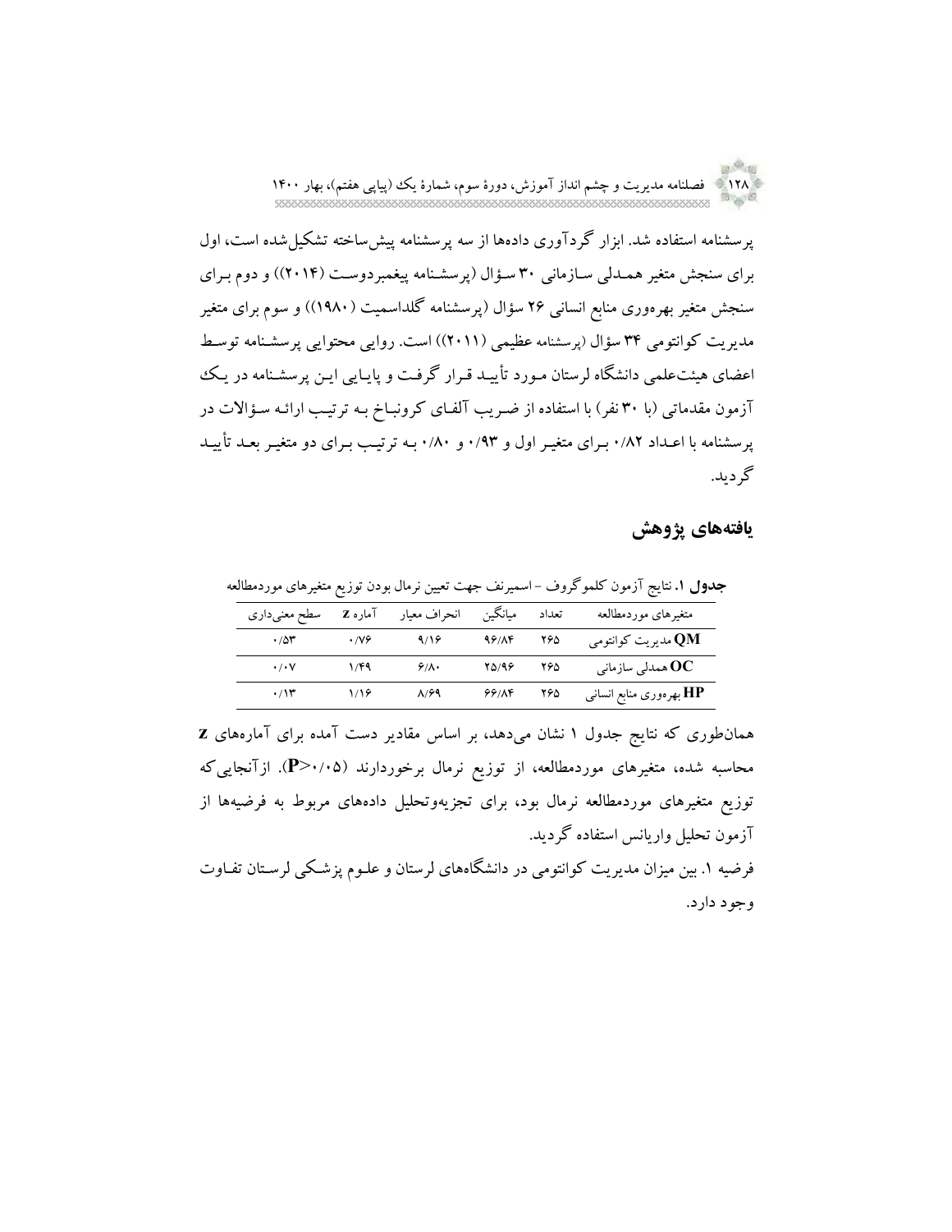پرسشنامه استفاده شد. ابزار گردآوری داده‌ها از سه پرسشنامه پیش‌ساخته تشکیل‌شده است، اول برای سنجش متغیر همدلی سازمانی ۳۰ سؤال (پرسشنامه پیغمبردوست (۲۰۱۴)) و دوم برای سنجش متغیر بهره‌وری منابع انسانی ۲۶ سؤال (پرسشنامه گلداسمیت (۱۹۸۰)) و سوم برای متغیر مدیریت کوانتومی ۳۴ سؤال (پرسشنامه عظیمی (۲۰۱۱)) است. روایی محتوایی پرسشنامه توسط اعضای هیئت‌علمی دانشگاه لرستان مورد تأیید قرار گرفت و پایایی این پرسشنامه در یک آزمون مقدماتی (با ۳۰ نفر) با استفاده از ضریب آلفای کرونباخ به ترتیب ارائه سؤالات در پرسشنامه با اعداد ۰/۸۲ برای متغیر اول و ۰/۹۳ و ۰/۸۰ به ترتیب برای دو متغیر بعد تأیید گردید.

## یافته‌های پژوهش

**جدول ۱.** نتایج آزمون کلموگروف - اسمیرنف جهت تعیین نرمال بودن توزیع متغیرهای موردمطالعه

| متغیرهای موردمطالعه | تعداد | میانگین | انحراف معیار | آماره z | سطح معنی‌داری |
|---|---|---|---|---|---|
| QM مدیریت کوانتومی | ۲۶۵ | ۹۶/۸۴ | ۹/۱۶ | ۰/۷۶ | ۰/۵۳ |
| OC همدلی سازمانی | ۲۶۵ | ۲۵/۹۶ | ۶/۸۰ | ۱/۴۹ | ۰/۰۷ |
| HP بهره‌وری منابع انسانی | ۲۶۵ | ۶۶/۸۴ | ۸/۶۹ | ۱/۱۶ | ۰/۱۳ |

همان‌طوری که نتایج جدول ۱ نشان می‌دهد، بر اساس مقادیر دست آمده برای آماره‌های z محاسبه شده، متغیرهای موردمطالعه، از توزیع نرمال برخوردارند ($P>0.05$). ازآنجایی‌که توزیع متغیرهای موردمطالعه نرمال بود، برای تجزیه‌وتحلیل داده‌های مربوط به فرضیه‌ها از آزمون تحلیل واریانس استفاده گردید.

فرضیه ۱. بین میزان مدیریت کوانتومی در دانشگاه‌های لرستان و علوم پزشکی لرستان تفاوت وجود دارد.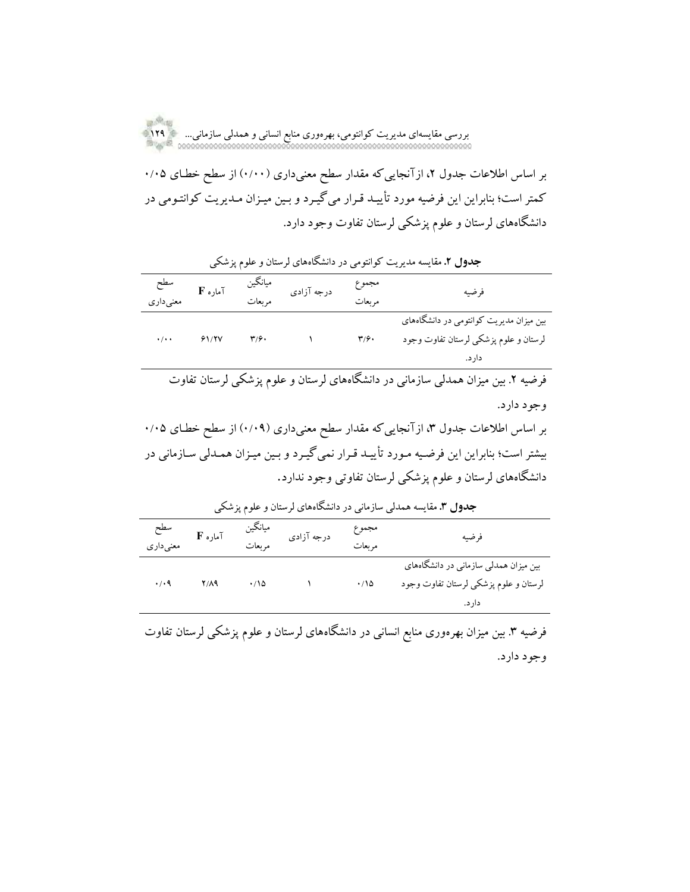بر اساس اطلاعات جدول ۲، ازآنجایی‌که مقدار سطح معنی‌داری (۰/۰۰) از سطح خطای ۰/۰۵ کمتر است؛ بنابراین این فرضیه مورد تأیید قرار می‌گیرد و بین میزان مدیریت کوانتومی در دانشگاه‌های لرستان و علوم پزشکی لرستان تفاوت وجود دارد.

**جدول ۲.** مقایسه مدیریت کوانتومی در دانشگاه‌های لرستان و علوم پزشکی

| فرضیه | مجموع مربعات | درجه آزادی | میانگین مربعات | آماره F | سطح معنی‌داری |
|---|---|---|---|---|---|
| بین میزان مدیریت کوانتومی در دانشگاه‌های لرستان و علوم پزشکی لرستان تفاوت وجود دارد. | ۳/۶۰ | ۱ | ۳/۶۰ | ۶۱/۲۷ | ۰/۰۰ |

فرضیه ۲. بین میزان همدلی سازمانی در دانشگاه‌های لرستان و علوم پزشکی لرستان تفاوت وجود دارد.

بر اساس اطلاعات جدول ۳، ازآنجایی‌که مقدار سطح معنی‌داری (۰/۰۹) از سطح خطای ۰/۰۵ بیشتر است؛ بنابراین این فرضیه مورد تأیید قرار نمی‌گیرد و بین میزان همدلی سازمانی در دانشگاه‌های لرستان و علوم پزشکی لرستان تفاوتی وجود ندارد.

**جدول ۳.** مقایسه همدلی سازمانی در دانشگاه‌های لرستان و علوم پزشکی

| فرضیه | مجموع مربعات | درجه آزادی | میانگین مربعات | آماره F | سطح معنی‌داری |
|---|---|---|---|---|---|
| بین میزان همدلی سازمانی در دانشگاه‌های لرستان و علوم پزشکی لرستان تفاوت وجود دارد. | ۰/۱۵ | ۱ | ۰/۱۵ | ۲/۸۹ | ۰/۰۹ |

فرضیه ۳. بین میزان بهره‌وری منابع انسانی در دانشگاه‌های لرستان و علوم پزشکی لرستان تفاوت وجود دارد.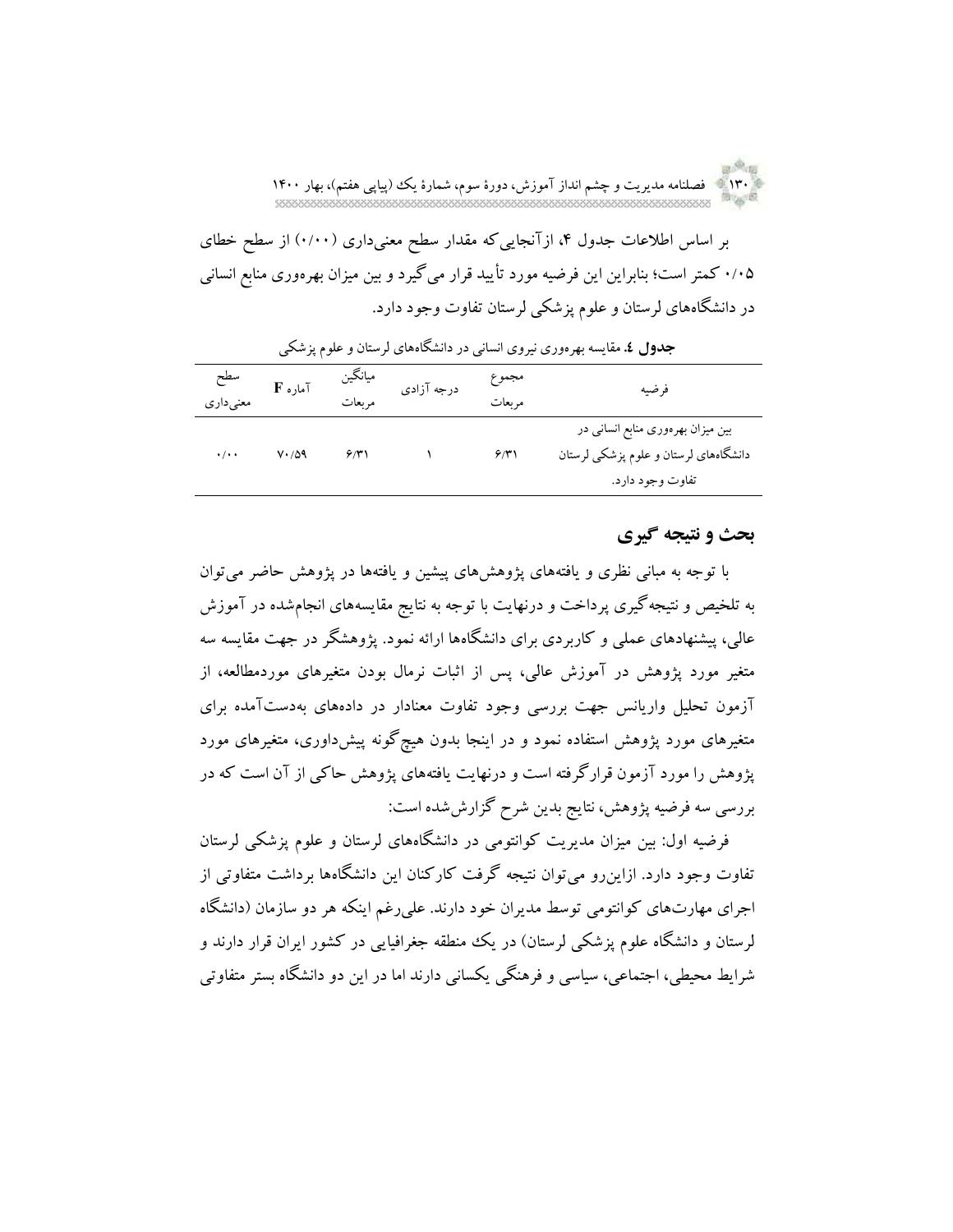بر اساس اطلاعات جدول ۴، ازآنجایی‌که مقدار سطح معنی‌داری (۰/۰۰) از سطح خطای ۰/۰۵ کمتر است؛ بنابراین این فرضیه مورد تأیید قرار می‌گیرد و بین میزان بهره‌وری منابع انسانی در دانشگاه‌های لرستان و علوم پزشکی لرستان تفاوت وجود دارد.

**جدول ٤.** مقایسه بهره‌وری نیروی انسانی در دانشگاه‌های لرستان و علوم پزشکی

| فرضیه | مجموع مربعات | درجه آزادی | میانگین مربعات | آماره F | سطح معنی‌داری |
|---|---|---|---|---|---|
| بین میزان بهره‌وری منابع انسانی در دانشگاه‌های لرستان و علوم پزشکی لرستان تفاوت وجود دارد. | ۶/۳۱ | ۱ | ۶/۳۱ | ۷۰/۵۹ | ۰/۰۰ |

## بحث و نتیجه گیری

با توجه به مبانی نظری و یافته‌های پژوهش‌های پیشین و یافته‌ها در پژوهش حاضر می‌توان به تلخیص و نتیجه‌گیری پرداخت و درنهایت با توجه به نتایج مقایسه‌های انجام‌شده در آموزش عالی، پیشنهادهای عملی و کاربردی برای دانشگاه‌ها ارائه نمود. پژوهشگر در جهت مقایسه سه متغیر مورد پژوهش در آموزش عالی، پس از اثبات نرمال بودن متغیرهای موردمطالعه، از آزمون تحلیل واریانس جهت بررسی وجود تفاوت معنادار در داده‌های به‌دست‌آمده برای متغیرهای مورد پژوهش استفاده نمود و در اینجا بدون هیچ‌گونه پیش‌داوری، متغیرهای مورد پژوهش را مورد آزمون قرارگرفته است و درنهایت یافته‌های پژوهش حاکی از آن است که در بررسی سه فرضیه پژوهش، نتایج بدین شرح گزارش‌شده است:

فرضیه اول: بین میزان مدیریت کوانتومی در دانشگاه‌های لرستان و علوم پزشکی لرستان تفاوت وجود دارد. ازاین‌رو می‌توان نتیجه گرفت کارکنان این دانشگاه‌ها برداشت متفاوتی از اجرای مهارت‌های کوانتومی توسط مدیران خود دارند. علی‌رغم اینکه هر دو سازمان (دانشگاه لرستان و دانشگاه علوم پزشکی لرستان) در یک منطقه جغرافیایی در کشور ایران قرار دارند و شرایط محیطی، اجتماعی، سیاسی و فرهنگی یکسانی دارند اما در این دو دانشگاه بستر متفاوتی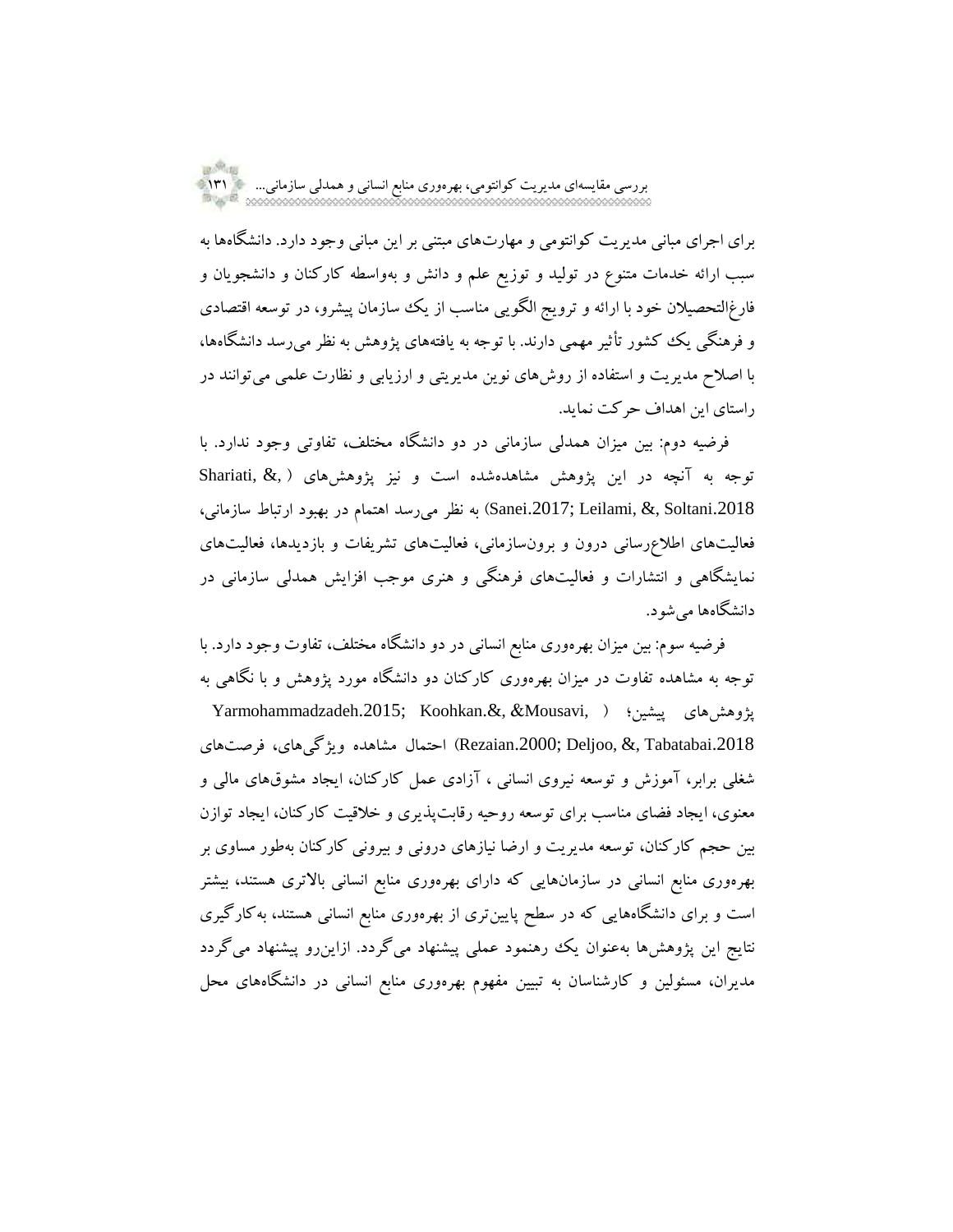برای اجرای مبانی مدیریت کوانتومی و مهارت‌های مبتنی بر این مبانی وجود دارد. دانشگاه‌ها به سبب ارائه خدمات متنوع در تولید و توزیع علم و دانش و به‌واسطه کارکنان و دانشجویان و فارغ‌التحصیلان خود با ارائه و ترویج الگویی مناسب از یک سازمان پیشرو، در توسعه اقتصادی و فرهنگی یک کشور تأثیر مهمی دارند. با توجه به یافته‌های پژوهش به نظر می‌رسد دانشگاه‌ها، با اصلاح مدیریت و استفاده از روش‌های نوین مدیریتی و ارزیابی و نظارت علمی می‌توانند در راستای این اهداف حرکت نماید.

فرضیه دوم: بین میزان همدلی سازمانی در دو دانشگاه مختلف، تفاوتی وجود ندارد. با توجه به آنچه در این پژوهش مشاهده‌شده است و نیز پژوهش‌های (Shariati, &, Sanei.2017; Leilami, &, Soltani.2018) به نظر می‌رسد اهتمام در بهبود ارتباط سازمانی، فعالیت‌های اطلاع‌رسانی درون و برون‌سازمانی، فعالیت‌های تشریفات و بازدیدها، فعالیت‌های نمایشگاهی و انتشارات و فعالیت‌های فرهنگی و هنری موجب افزایش همدلی سازمانی در دانشگاه‌ها می‌شود.

فرضیه سوم: بین میزان بهره‌وری منابع انسانی در دو دانشگاه مختلف، تفاوت وجود دارد. با توجه به مشاهده تفاوت در میزان بهره‌وری کارکنان دو دانشگاه مورد پژوهش و با نگاهی به پژوهش‌های پیشین؛ (Yarmohammadzadeh.2015; Koohkan.&, &Mousavi, Rezaian.2000; Deljoo, &, Tabatabai.2018) احتمال مشاهده ویژگی‌های، فرصت‌های شغلی برابر، آموزش و توسعه نیروی انسانی ، آزادی عمل کارکنان، ایجاد مشوق‌های مالی و معنوی، ایجاد فضای مناسب برای توسعه روحیه رقابت‌پذیری و خلاقیت کارکنان، ایجاد توازن بین حجم کارکنان، توسعه مدیریت و ارضا نیازهای درونی و بیرونی کارکنان به‌طور مساوی بر بهره‌وری منابع انسانی در سازمان‌هایی که دارای بهره‌وری منابع انسانی بالاتری هستند، بیشتر است و برای دانشگاه‌هایی که در سطح پایین‌تری از بهره‌وری منابع انسانی هستند، به‌کارگیری نتایج این پژوهش‌ها به‌عنوان یک رهنمود عملی پیشنهاد می‌گردد. ازاین‌رو پیشنهاد می‌گردد مدیران، مسئولین و کارشناسان به تبیین مفهوم بهره‌وری منابع انسانی در دانشگاه‌های محل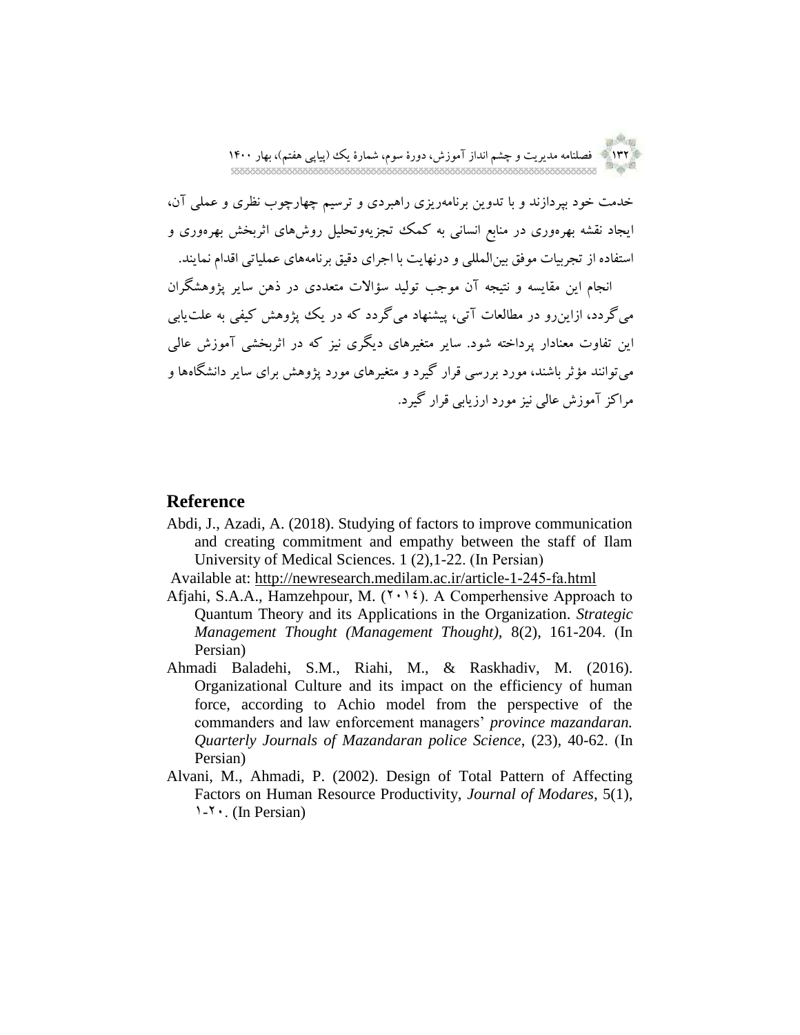خدمت خود بپردازند و با تدوین برنامه‌ریزی راهبردی و ترسیم چهارچوب نظری و عملی آن، ایجاد نقشه بهره‌وری در منابع انسانی به کمک تجزیه‌وتحلیل روش‌های اثربخش بهره‌وری و استفاده از تجربیات موفق بین‌المللی و درنهایت با اجرای دقیق برنامه‌های عملیاتی اقدام نمایند.

انجام این مقایسه و نتیجه آن موجب تولید سؤالات متعددی در ذهن سایر پژوهشگران می‌گردد، ازاین‌رو در مطالعات آتی، پیشنهاد می‌گردد که در یک پژوهش کیفی به علت‌یابی این تفاوت معنادار پرداخته شود. سایر متغیرهای دیگری نیز که در اثربخشی آموزش عالی می‌توانند مؤثر باشند، مورد بررسی قرار گیرد و متغیرهای مورد پژوهش برای سایر دانشگاه‌ها و مراکز آموزش عالی نیز مورد ارزیابی قرار گیرد.

## Reference

Abdi, J., Azadi, A. (2018). Studying of factors to improve communication and creating commitment and empathy between the staff of Ilam University of Medical Sciences. 1 (2),1-22. (In Persian)

Available at: http://newresearch.medilam.ac.ir/article-1-245-fa.html

Afjahi, S.A.A., Hamzehpour, M. (۲۰۱٤). A Comperhensive Approach to Quantum Theory and its Applications in the Organization. *Strategic Management Thought (Management Thought)*, 8(2), 161-204. (In Persian)

Ahmadi Baladehi, S.M., Riahi, M., & Raskhadiv, M. (2016). Organizational Culture and its impact on the efficiency of human force, according to Achio model from the perspective of the commanders and law enforcement managers' *province mazandaran. Quarterly Journals of Mazandaran police Science*, (23), 40-62. (In Persian)

Alvani, M., Ahmadi, P. (2002). Design of Total Pattern of Affecting Factors on Human Resource Productivity, *Journal of Modares*, 5(1), ۱-۲۰. (In Persian)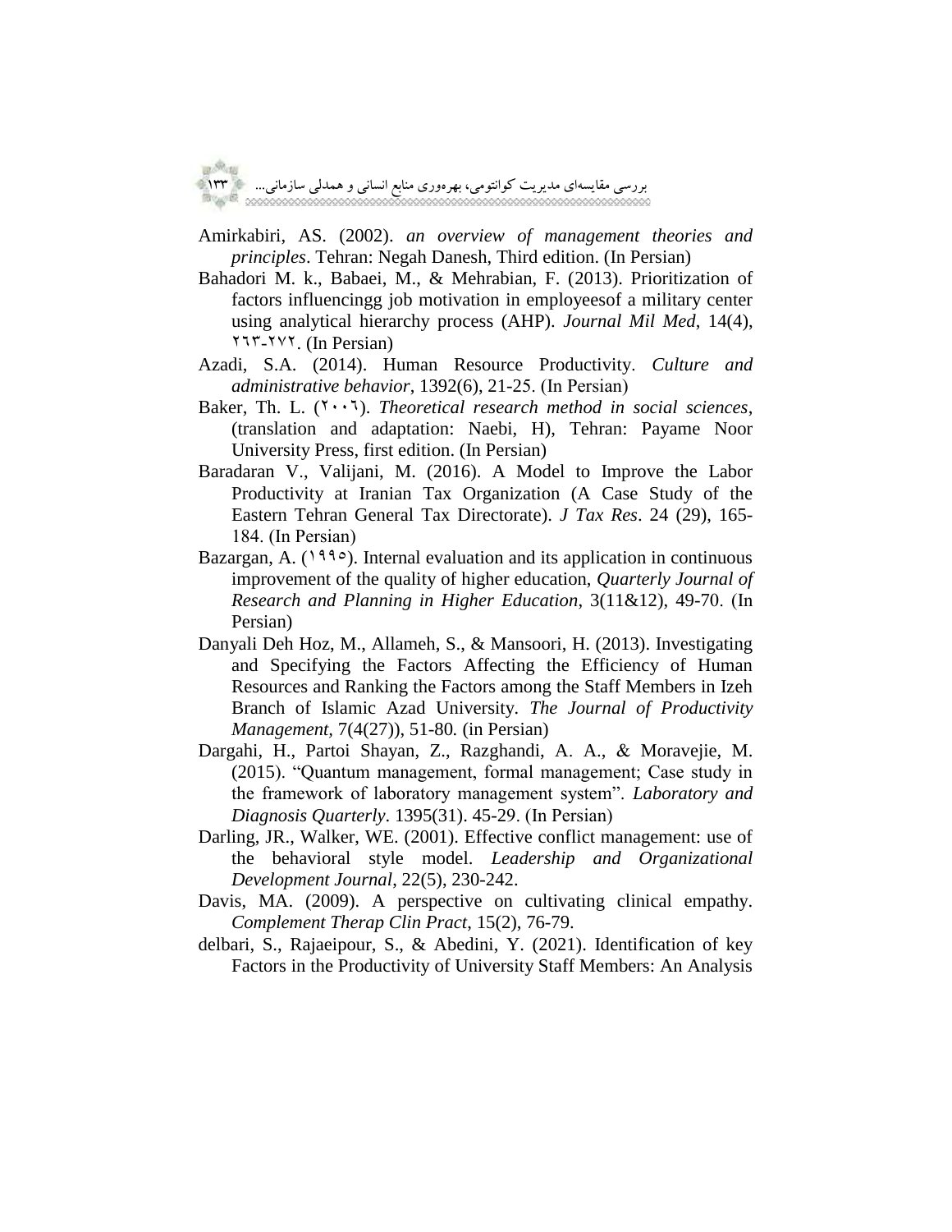Amirkabiri, AS. (2002). *an overview of management theories and principles*. Tehran: Negah Danesh, Third edition. (In Persian)

Bahadori M. k., Babaei, M., & Mehrabian, F. (2013). Prioritization of factors influencingg job motivation in employeesof a military center using analytical hierarchy process (AHP). *Journal Mil Med*, 14(4), ۲۶۳-۲۷۲. (In Persian)

Azadi, S.A. (2014). Human Resource Productivity. *Culture and administrative behavior*, 1392(6), 21-25. (In Persian)

Baker, Th. L. (۲۰۰۶). *Theoretical research method in social sciences*, (translation and adaptation: Naebi, H), Tehran: Payame Noor University Press, first edition. (In Persian)

Baradaran V., Valijani, M. (2016). A Model to Improve the Labor Productivity at Iranian Tax Organization (A Case Study of the Eastern Tehran General Tax Directorate). *J Tax Res*. 24 (29), 165-184. (In Persian)

Bazargan, A. (۱۹۹۵). Internal evaluation and its application in continuous improvement of the quality of higher education, *Quarterly Journal of Research and Planning in Higher Education*, 3(11&12), 49-70. (In Persian)

Danyali Deh Hoz, M., Allameh, S., & Mansoori, H. (2013). Investigating and Specifying the Factors Affecting the Efficiency of Human Resources and Ranking the Factors among the Staff Members in Izeh Branch of Islamic Azad University. *The Journal of Productivity Management*, 7(4(27)), 51-80. (in Persian)

Dargahi, H., Partoi Shayan, Z., Razghandi, A. A., & Moravejie, M. (2015). "Quantum management, formal management; Case study in the framework of laboratory management system". *Laboratory and Diagnosis Quarterly*. 1395(31). 45-29. (In Persian)

Darling, JR., Walker, WE. (2001). Effective conflict management: use of the behavioral style model. *Leadership and Organizational Development Journal*, 22(5), 230-242.

Davis, MA. (2009). A perspective on cultivating clinical empathy. *Complement Therap Clin Pract*, 15(2), 76-79.

delbari, S., Rajaeipour, S., & Abedini, Y. (2021). Identification of key Factors in the Productivity of University Staff Members: An Analysis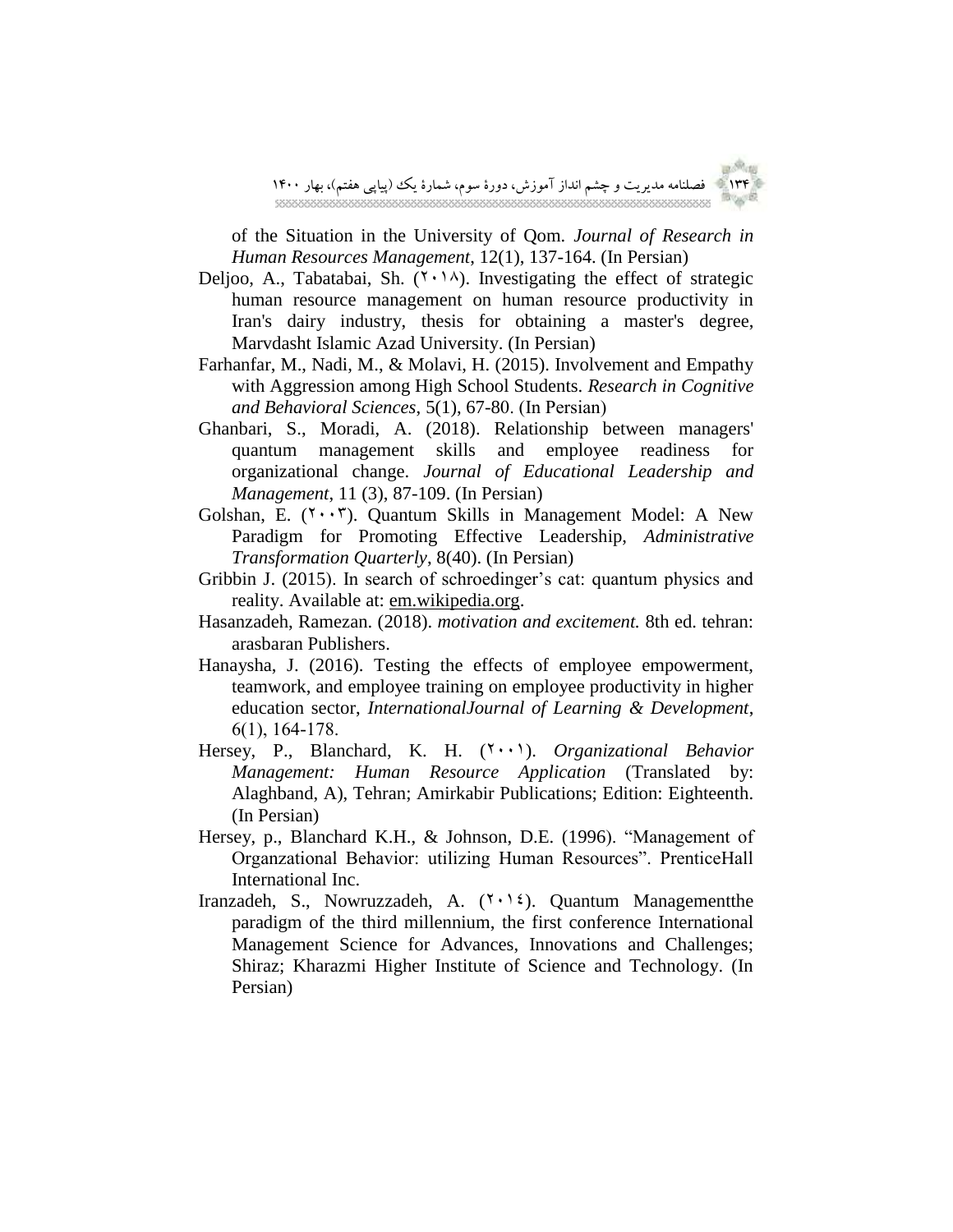of the Situation in the University of Qom. *Journal of Research in Human Resources Management*, 12(1), 137-164. (In Persian)

Deljoo, A., Tabatabai, Sh. (۲۰۱۸). Investigating the effect of strategic human resource management on human resource productivity in Iran's dairy industry, thesis for obtaining a master's degree, Marvdasht Islamic Azad University. (In Persian)

Farhanfar, M., Nadi, M., & Molavi, H. (2015). Involvement and Empathy with Aggression among High School Students. *Research in Cognitive and Behavioral Sciences*, 5(1), 67-80. (In Persian)

Ghanbari, S., Moradi, A. (2018). Relationship between managers' quantum management skills and employee readiness for organizational change. *Journal of Educational Leadership and Management*, 11 (3), 87-109. (In Persian)

Golshan, E. (۲۰۰۳). Quantum Skills in Management Model: A New Paradigm for Promoting Effective Leadership, *Administrative Transformation Quarterly*, 8(40). (In Persian)

Gribbin J. (2015). In search of schroedinger's cat: quantum physics and reality. Available at: em.wikipedia.org.

Hasanzadeh, Ramezan. (2018). *motivation and excitement.* 8th ed. tehran: arasbaran Publishers.

Hanaysha, J. (2016). Testing the effects of employee empowerment, teamwork, and employee training on employee productivity in higher education sector, *InternationalJournal of Learning & Development*, 6(1), 164-178.

Hersey, P., Blanchard, K. H. (۲۰۰۱). *Organizational Behavior Management: Human Resource Application* (Translated by: Alaghband, A), Tehran; Amirkabir Publications; Edition: Eighteenth. (In Persian)

Hersey, p., Blanchard K.H., & Johnson, D.E. (1996). "Management of Organzational Behavior: utilizing Human Resources". PrenticeHall International Inc.

Iranzadeh, S., Nowruzzadeh, A. (۲۰۱٤). Quantum Managementthe paradigm of the third millennium, the first conference International Management Science for Advances, Innovations and Challenges; Shiraz; Kharazmi Higher Institute of Science and Technology. (In Persian)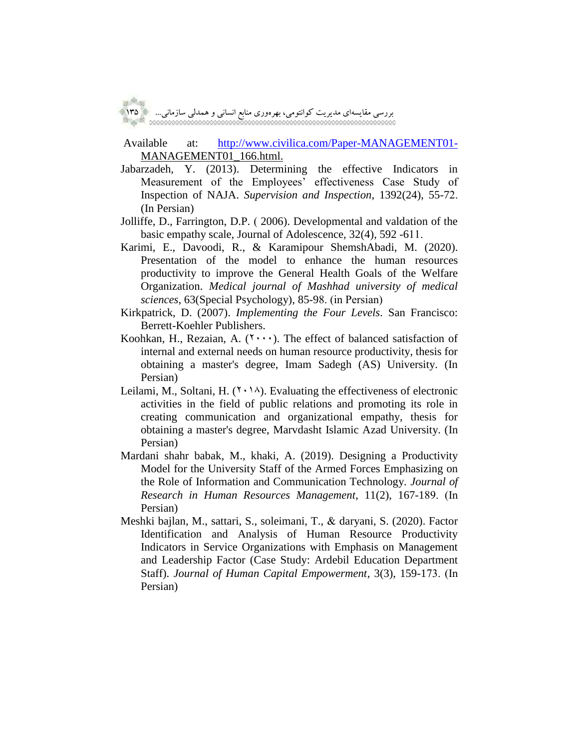Available at: http://www.civilica.com/Paper-MANAGEMENT01-MANAGEMENT01_166.html.

Jabarzadeh, Y. (2013). Determining the effective Indicators in Measurement of the Employees' effectiveness Case Study of Inspection of NAJA. *Supervision and Inspection*, 1392(24), 55-72. (In Persian)

Jolliffe, D., Farrington, D.P. ( 2006). Developmental and valdation of the basic empathy scale, Journal of Adolescence, 32(4), 592 -611.

Karimi, E., Davoodi, R., & Karamipour ShemshAbadi, M. (2020). Presentation of the model to enhance the human resources productivity to improve the General Health Goals of the Welfare Organization. *Medical journal of Mashhad university of medical sciences*, 63(Special Psychology), 85-98. (in Persian)

Kirkpatrick, D. (2007). *Implementing the Four Levels*. San Francisco: Berrett-Koehler Publishers.

Koohkan, H., Rezaian, A. (۲۰۰۰). The effect of balanced satisfaction of internal and external needs on human resource productivity, thesis for obtaining a master's degree, Imam Sadegh (AS) University. (In Persian)

Leilami, M., Soltani, H. (۲۰۱۸). Evaluating the effectiveness of electronic activities in the field of public relations and promoting its role in creating communication and organizational empathy, thesis for obtaining a master's degree, Marvdasht Islamic Azad University. (In Persian)

Mardani shahr babak, M., khaki, A. (2019). Designing a Productivity Model for the University Staff of the Armed Forces Emphasizing on the Role of Information and Communication Technology. *Journal of Research in Human Resources Management*, 11(2), 167-189. (In Persian)

Meshki bajlan, M., sattari, S., soleimani, T., & daryani, S. (2020). Factor Identification and Analysis of Human Resource Productivity Indicators in Service Organizations with Emphasis on Management and Leadership Factor (Case Study: Ardebil Education Department Staff). *Journal of Human Capital Empowerment*, 3(3), 159-173. (In Persian)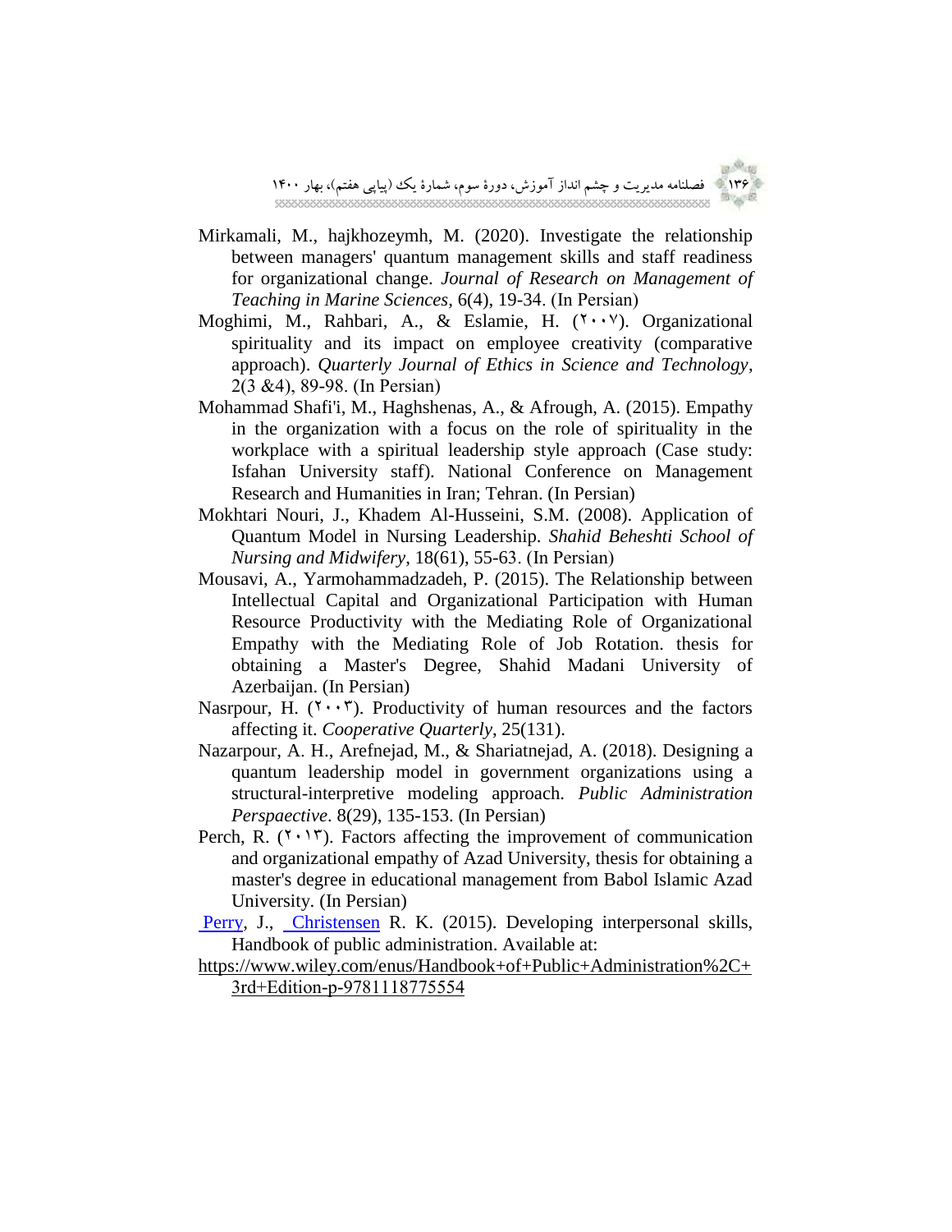Mirkamali, M., hajkhozeymh, M. (2020). Investigate the relationship between managers' quantum management skills and staff readiness for organizational change. *Journal of Research on Management of Teaching in Marine Sciences*, 6(4), 19-34. (In Persian)

Moghimi, M., Rahbari, A., & Eslamie, H. (۲۰۰۷). Organizational spirituality and its impact on employee creativity (comparative approach). *Quarterly Journal of Ethics in Science and Technology*, 2(3 &4), 89-98. (In Persian)

Mohammad Shafi'i, M., Haghshenas, A., & Afrough, A. (2015). Empathy in the organization with a focus on the role of spirituality in the workplace with a spiritual leadership style approach (Case study: Isfahan University staff). National Conference on Management Research and Humanities in Iran; Tehran. (In Persian)

Mokhtari Nouri, J., Khadem Al-Husseini, S.M. (2008). Application of Quantum Model in Nursing Leadership. *Shahid Beheshti School of Nursing and Midwifery*, 18(61), 55-63. (In Persian)

Mousavi, A., Yarmohammadzadeh, P. (2015). The Relationship between Intellectual Capital and Organizational Participation with Human Resource Productivity with the Mediating Role of Organizational Empathy with the Mediating Role of Job Rotation. thesis for obtaining a Master's Degree, Shahid Madani University of Azerbaijan. (In Persian)

Nasrpour, H. (۲۰۰۳). Productivity of human resources and the factors affecting it. *Cooperative Quarterly*, 25(131).

Nazarpour, A. H., Arefnejad, M., & Shariatnejad, A. (2018). Designing a quantum leadership model in government organizations using a structural-interpretive modeling approach. *Public Administration Perspaective*. 8(29), 135-153. (In Persian)

Perch, R. (۲۰۱۳). Factors affecting the improvement of communication and organizational empathy of Azad University, thesis for obtaining a master's degree in educational management from Babol Islamic Azad University. (In Persian)

Perry, J., Christensen R. K. (2015). Developing interpersonal skills, Handbook of public administration. Available at: https://www.wiley.com/enus/Handbook+of+Public+Administration%2C+3rd+Edition-p-9781118775554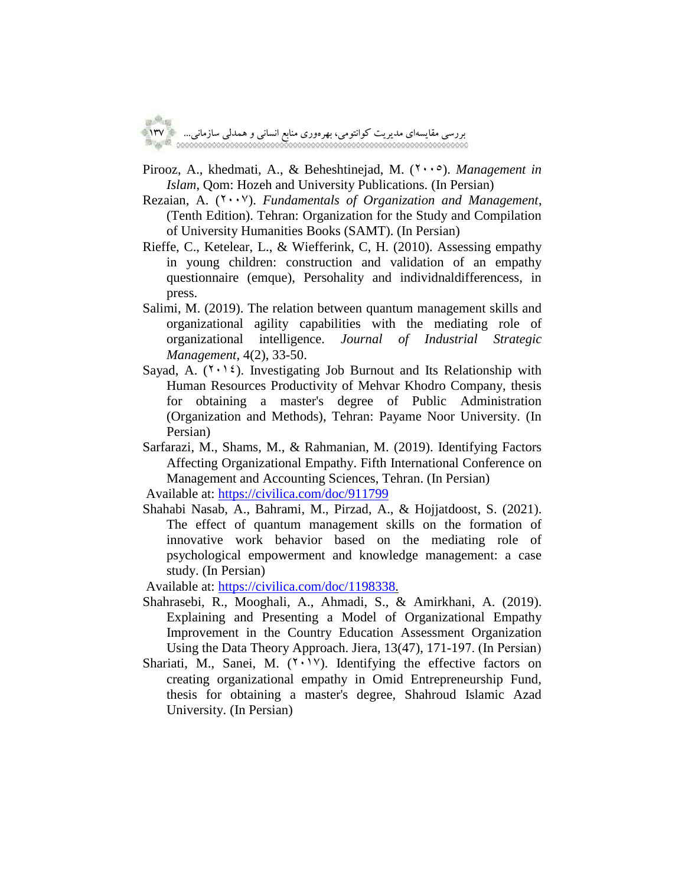Pirooz, A., khedmati, A., & Beheshtinejad, M. (۲۰۰۵). *Management in Islam*, Qom: Hozeh and University Publications. (In Persian)

Rezaian, A. (۲۰۰۷). *Fundamentals of Organization and Management*, (Tenth Edition). Tehran: Organization for the Study and Compilation of University Humanities Books (SAMT). (In Persian)

Rieffe, C., Ketelear, L., & Wiefferink, C, H. (2010). Assessing empathy in young children: construction and validation of an empathy questionnaire (emque), Persohality and individnaldifferencess, in press.

Salimi, M. (2019). The relation between quantum management skills and organizational agility capabilities with the mediating role of organizational intelligence. *Journal of Industrial Strategic Management*, 4(2), 33-50.

Sayad, A. (۲۰۱٤). Investigating Job Burnout and Its Relationship with Human Resources Productivity of Mehvar Khodro Company, thesis for obtaining a master's degree of Public Administration (Organization and Methods), Tehran: Payame Noor University. (In Persian)

Sarfarazi, M., Shams, M., & Rahmanian, M. (2019). Identifying Factors Affecting Organizational Empathy. Fifth International Conference on Management and Accounting Sciences, Tehran. (In Persian)
Available at: https://civilica.com/doc/911799

Shahabi Nasab, A., Bahrami, M., Pirzad, A., & Hojjatdoost, S. (2021). The effect of quantum management skills on the formation of innovative work behavior based on the mediating role of psychological empowerment and knowledge management: a case study. (In Persian)
Available at: https://civilica.com/doc/1198338.

Shahrasebi, R., Mooghali, A., Ahmadi, S., & Amirkhani, A. (2019). Explaining and Presenting a Model of Organizational Empathy Improvement in the Country Education Assessment Organization Using the Data Theory Approach. Jiera, 13(47), 171-197. (In Persian)

Shariati, M., Sanei, M. (۲۰۱۷). Identifying the effective factors on creating organizational empathy in Omid Entrepreneurship Fund, thesis for obtaining a master's degree, Shahroud Islamic Azad University. (In Persian)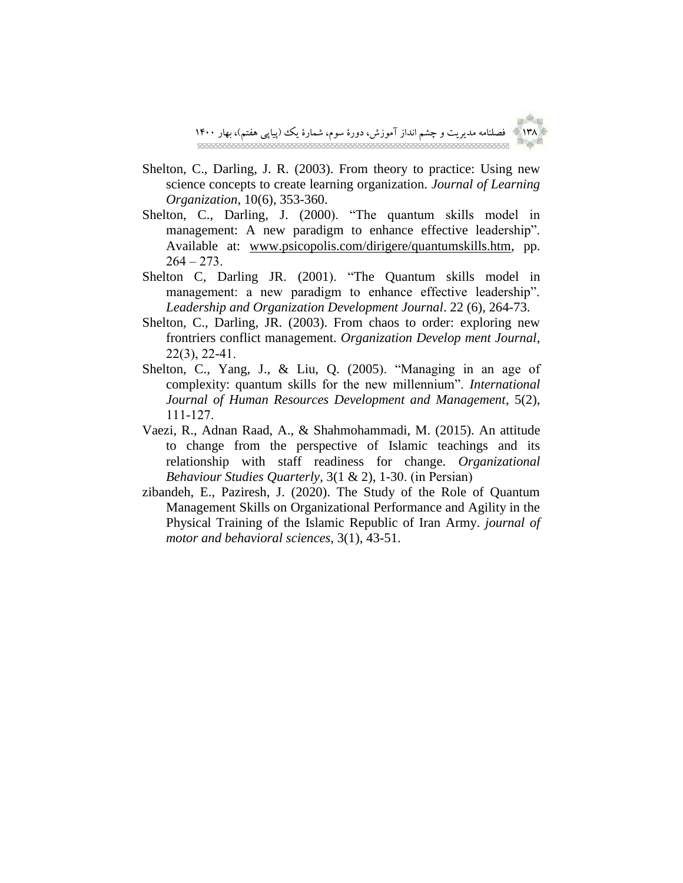Shelton, C., Darling, J. R. (2003). From theory to practice: Using new science concepts to create learning organization. *Journal of Learning Organization*, 10(6), 353-360.

Shelton, C., Darling, J. (2000). "The quantum skills model in management: A new paradigm to enhance effective leadership". Available at: www.psicopolis.com/dirigere/quantumskills.htm, pp. 264 – 273.

Shelton C, Darling JR. (2001). "The Quantum skills model in management: a new paradigm to enhance effective leadership". *Leadership and Organization Development Journal*. 22 (6), 264-73.

Shelton, C., Darling, JR. (2003). From chaos to order: exploring new frontriers conflict management. *Organization Develop ment Journal*, 22(3), 22-41.

Shelton, C., Yang, J., & Liu, Q. (2005). "Managing in an age of complexity: quantum skills for the new millennium". *International Journal of Human Resources Development and Management*, 5(2), 111-127.

Vaezi, R., Adnan Raad, A., & Shahmohammadi, M. (2015). An attitude to change from the perspective of Islamic teachings and its relationship with staff readiness for change. *Organizational Behaviour Studies Quarterly*, 3(1 & 2), 1-30. (in Persian)

zibandeh, E., Paziresh, J. (2020). The Study of the Role of Quantum Management Skills on Organizational Performance and Agility in the Physical Training of the Islamic Republic of Iran Army. *journal of motor and behavioral sciences*, 3(1), 43-51.